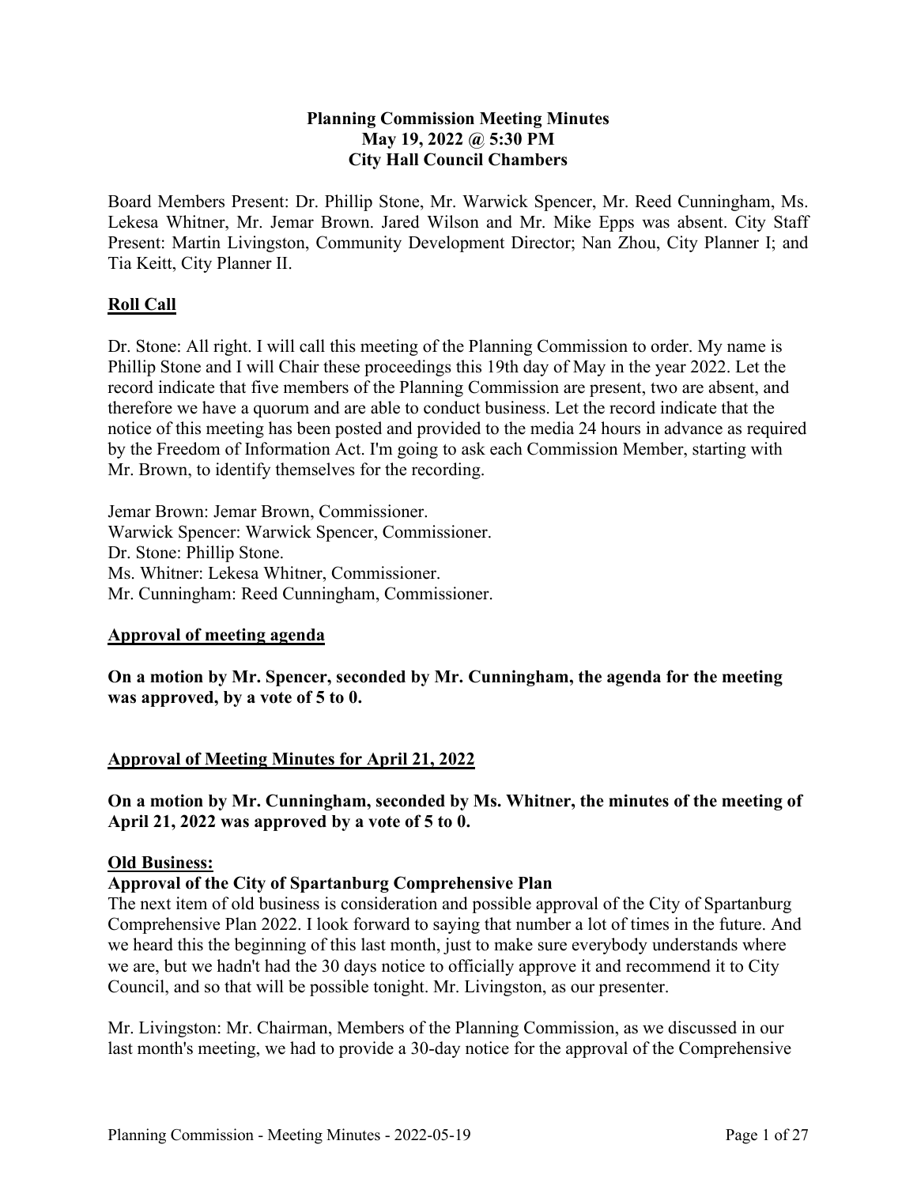# Planning Commission Meeting Minutes
## May 19, 2022 @ 5:30 PM
## City Hall Council Chambers

Board Members Present: Dr. Phillip Stone, Mr. Warwick Spencer, Mr. Reed Cunningham, Ms. Lekesa Whitner, Mr. Jemar Brown. Jared Wilson and Mr. Mike Epps was absent. City Staff Present: Martin Livingston, Community Development Director; Nan Zhou, City Planner I; and Tia Keitt, City Planner II.

## Roll Call

Dr. Stone: All right. I will call this meeting of the Planning Commission to order. My name is Phillip Stone and I will Chair these proceedings this 19th day of May in the year 2022. Let the record indicate that five members of the Planning Commission are present, two are absent, and therefore we have a quorum and are able to conduct business. Let the record indicate that the notice of this meeting has been posted and provided to the media 24 hours in advance as required by the Freedom of Information Act. I'm going to ask each Commission Member, starting with Mr. Brown, to identify themselves for the recording.

Jemar Brown: Jemar Brown, Commissioner.
Warwick Spencer: Warwick Spencer, Commissioner.
Dr. Stone: Phillip Stone.
Ms. Whitner: Lekesa Whitner, Commissioner.
Mr. Cunningham: Reed Cunningham, Commissioner.

## Approval of meeting agenda

**On a motion by Mr. Spencer, seconded by Mr. Cunningham, the agenda for the meeting was approved, by a vote of 5 to 0.**

## Approval of Meeting Minutes for April 21, 2022

**On a motion by Mr. Cunningham, seconded by Ms. Whitner, the minutes of the meeting of April 21, 2022 was approved by a vote of 5 to 0.**

## Old Business:

### Approval of the City of Spartanburg Comprehensive Plan

The next item of old business is consideration and possible approval of the City of Spartanburg Comprehensive Plan 2022. I look forward to saying that number a lot of times in the future. And we heard this the beginning of this last month, just to make sure everybody understands where we are, but we hadn't had the 30 days notice to officially approve it and recommend it to City Council, and so that will be possible tonight. Mr. Livingston, as our presenter.

Mr. Livingston: Mr. Chairman, Members of the Planning Commission, as we discussed in our last month's meeting, we had to provide a 30-day notice for the approval of the Comprehensive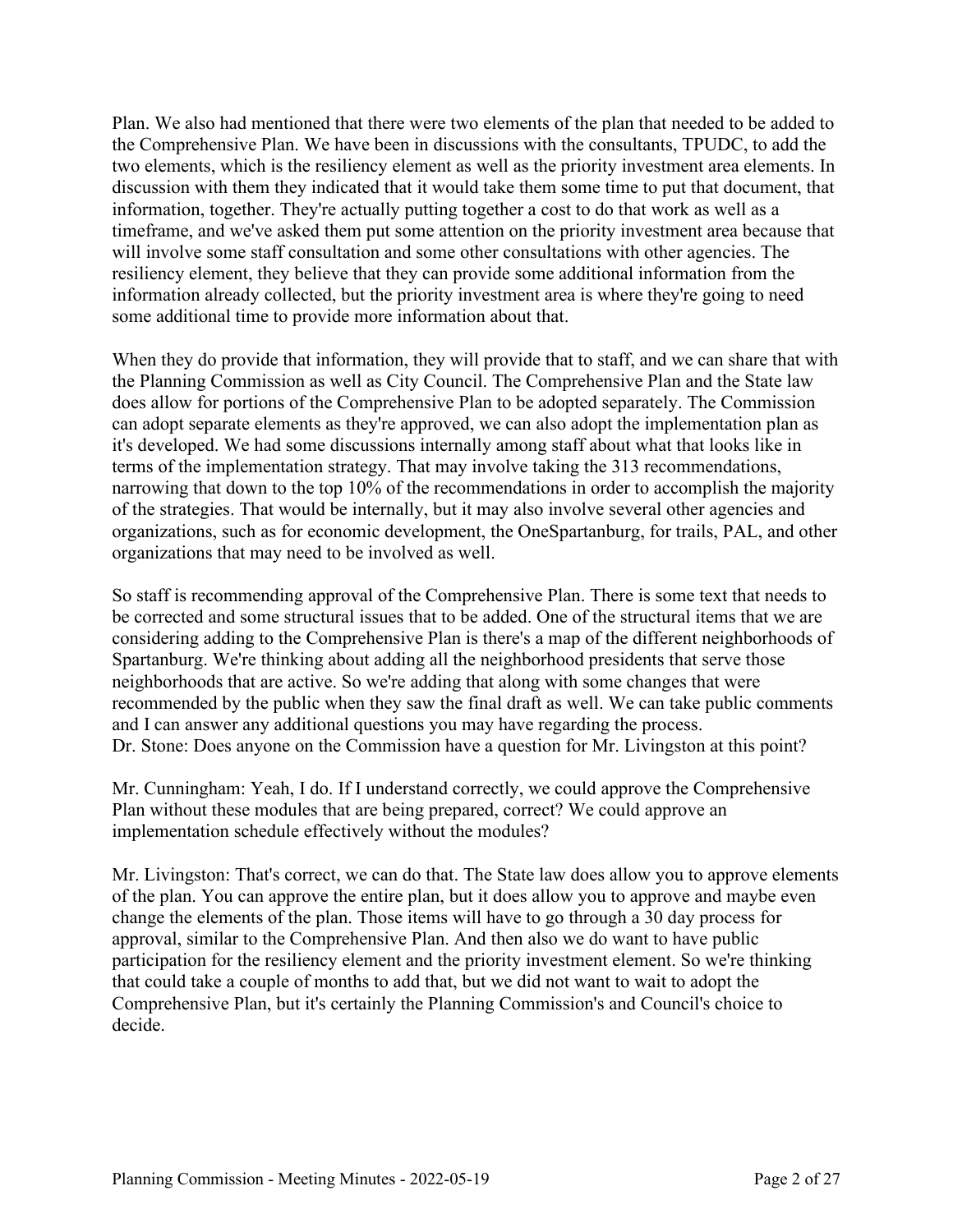Plan. We also had mentioned that there were two elements of the plan that needed to be added to the Comprehensive Plan. We have been in discussions with the consultants, TPUDC, to add the two elements, which is the resiliency element as well as the priority investment area elements. In discussion with them they indicated that it would take them some time to put that document, that information, together. They're actually putting together a cost to do that work as well as a timeframe, and we've asked them put some attention on the priority investment area because that will involve some staff consultation and some other consultations with other agencies. The resiliency element, they believe that they can provide some additional information from the information already collected, but the priority investment area is where they're going to need some additional time to provide more information about that.

When they do provide that information, they will provide that to staff, and we can share that with the Planning Commission as well as City Council. The Comprehensive Plan and the State law does allow for portions of the Comprehensive Plan to be adopted separately. The Commission can adopt separate elements as they're approved, we can also adopt the implementation plan as it's developed. We had some discussions internally among staff about what that looks like in terms of the implementation strategy. That may involve taking the 313 recommendations, narrowing that down to the top 10% of the recommendations in order to accomplish the majority of the strategies. That would be internally, but it may also involve several other agencies and organizations, such as for economic development, the OneSpartanburg, for trails, PAL, and other organizations that may need to be involved as well.

So staff is recommending approval of the Comprehensive Plan. There is some text that needs to be corrected and some structural issues that to be added. One of the structural items that we are considering adding to the Comprehensive Plan is there's a map of the different neighborhoods of Spartanburg. We're thinking about adding all the neighborhood presidents that serve those neighborhoods that are active. So we're adding that along with some changes that were recommended by the public when they saw the final draft as well. We can take public comments and I can answer any additional questions you may have regarding the process.
Dr. Stone: Does anyone on the Commission have a question for Mr. Livingston at this point?

Mr. Cunningham: Yeah, I do. If I understand correctly, we could approve the Comprehensive Plan without these modules that are being prepared, correct? We could approve an implementation schedule effectively without the modules?

Mr. Livingston: That's correct, we can do that. The State law does allow you to approve elements of the plan. You can approve the entire plan, but it does allow you to approve and maybe even change the elements of the plan. Those items will have to go through a 30 day process for approval, similar to the Comprehensive Plan. And then also we do want to have public participation for the resiliency element and the priority investment element. So we're thinking that could take a couple of months to add that, but we did not want to wait to adopt the Comprehensive Plan, but it's certainly the Planning Commission's and Council's choice to decide.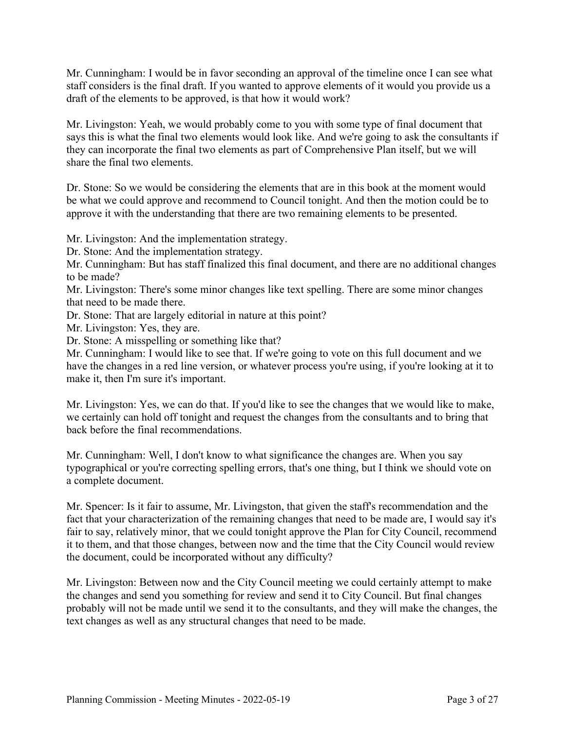Mr. Cunningham: I would be in favor seconding an approval of the timeline once I can see what staff considers is the final draft. If you wanted to approve elements of it would you provide us a draft of the elements to be approved, is that how it would work?

Mr. Livingston: Yeah, we would probably come to you with some type of final document that says this is what the final two elements would look like. And we're going to ask the consultants if they can incorporate the final two elements as part of Comprehensive Plan itself, but we will share the final two elements.

Dr. Stone: So we would be considering the elements that are in this book at the moment would be what we could approve and recommend to Council tonight. And then the motion could be to approve it with the understanding that there are two remaining elements to be presented.

Mr. Livingston: And the implementation strategy.
Dr. Stone: And the implementation strategy.
Mr. Cunningham: But has staff finalized this final document, and there are no additional changes to be made?
Mr. Livingston: There's some minor changes like text spelling. There are some minor changes that need to be made there.
Dr. Stone: That are largely editorial in nature at this point?
Mr. Livingston: Yes, they are.
Dr. Stone: A misspelling or something like that?
Mr. Cunningham: I would like to see that. If we're going to vote on this full document and we have the changes in a red line version, or whatever process you're using, if you're looking at it to make it, then I'm sure it's important.

Mr. Livingston: Yes, we can do that. If you'd like to see the changes that we would like to make, we certainly can hold off tonight and request the changes from the consultants and to bring that back before the final recommendations.

Mr. Cunningham: Well, I don't know to what significance the changes are. When you say typographical or you're correcting spelling errors, that's one thing, but I think we should vote on a complete document.

Mr. Spencer: Is it fair to assume, Mr. Livingston, that given the staff's recommendation and the fact that your characterization of the remaining changes that need to be made are, I would say it's fair to say, relatively minor, that we could tonight approve the Plan for City Council, recommend it to them, and that those changes, between now and the time that the City Council would review the document, could be incorporated without any difficulty?

Mr. Livingston: Between now and the City Council meeting we could certainly attempt to make the changes and send you something for review and send it to City Council. But final changes probably will not be made until we send it to the consultants, and they will make the changes, the text changes as well as any structural changes that need to be made.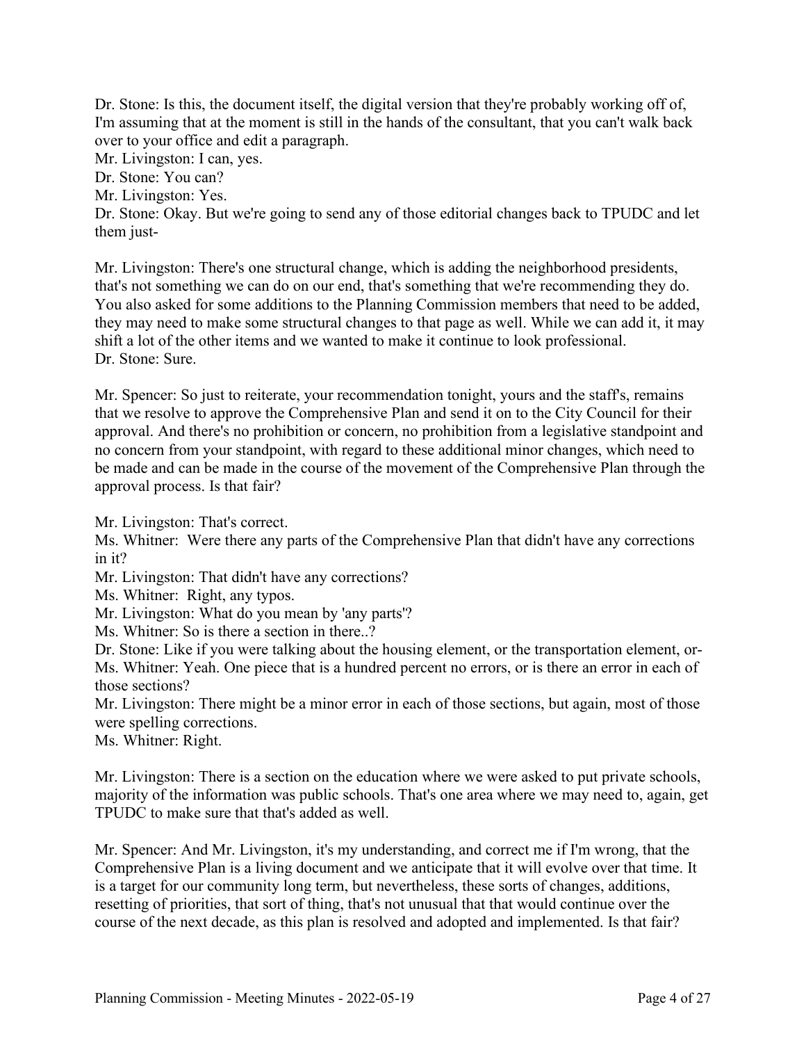Dr. Stone: Is this, the document itself, the digital version that they're probably working off of, I'm assuming that at the moment is still in the hands of the consultant, that you can't walk back over to your office and edit a paragraph.

Mr. Livingston: I can, yes.

Dr. Stone: You can?

Mr. Livingston: Yes.

Dr. Stone: Okay. But we're going to send any of those editorial changes back to TPUDC and let them just-

Mr. Livingston: There's one structural change, which is adding the neighborhood presidents, that's not something we can do on our end, that's something that we're recommending they do. You also asked for some additions to the Planning Commission members that need to be added, they may need to make some structural changes to that page as well. While we can add it, it may shift a lot of the other items and we wanted to make it continue to look professional.

Dr. Stone: Sure.

Mr. Spencer: So just to reiterate, your recommendation tonight, yours and the staff's, remains that we resolve to approve the Comprehensive Plan and send it on to the City Council for their approval. And there's no prohibition or concern, no prohibition from a legislative standpoint and no concern from your standpoint, with regard to these additional minor changes, which need to be made and can be made in the course of the movement of the Comprehensive Plan through the approval process. Is that fair?

Mr. Livingston: That's correct.

Ms. Whitner: Were there any parts of the Comprehensive Plan that didn't have any corrections in it?

Mr. Livingston: That didn't have any corrections?

Ms. Whitner: Right, any typos.

Mr. Livingston: What do you mean by 'any parts'?

Ms. Whitner: So is there a section in there..?

Dr. Stone: Like if you were talking about the housing element, or the transportation element, or-

Ms. Whitner: Yeah. One piece that is a hundred percent no errors, or is there an error in each of those sections?

Mr. Livingston: There might be a minor error in each of those sections, but again, most of those were spelling corrections.

Ms. Whitner: Right.

Mr. Livingston: There is a section on the education where we were asked to put private schools, majority of the information was public schools. That's one area where we may need to, again, get TPUDC to make sure that that's added as well.

Mr. Spencer: And Mr. Livingston, it's my understanding, and correct me if I'm wrong, that the Comprehensive Plan is a living document and we anticipate that it will evolve over that time. It is a target for our community long term, but nevertheless, these sorts of changes, additions, resetting of priorities, that sort of thing, that's not unusual that that would continue over the course of the next decade, as this plan is resolved and adopted and implemented. Is that fair?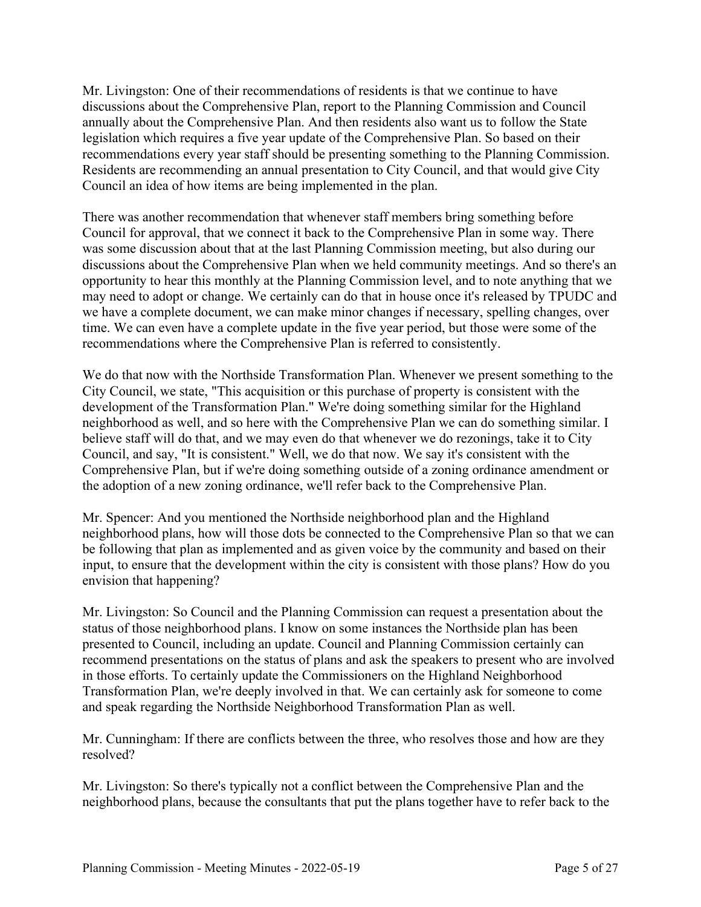Mr. Livingston: One of their recommendations of residents is that we continue to have discussions about the Comprehensive Plan, report to the Planning Commission and Council annually about the Comprehensive Plan. And then residents also want us to follow the State legislation which requires a five year update of the Comprehensive Plan. So based on their recommendations every year staff should be presenting something to the Planning Commission. Residents are recommending an annual presentation to City Council, and that would give City Council an idea of how items are being implemented in the plan.

There was another recommendation that whenever staff members bring something before Council for approval, that we connect it back to the Comprehensive Plan in some way. There was some discussion about that at the last Planning Commission meeting, but also during our discussions about the Comprehensive Plan when we held community meetings. And so there's an opportunity to hear this monthly at the Planning Commission level, and to note anything that we may need to adopt or change. We certainly can do that in house once it's released by TPUDC and we have a complete document, we can make minor changes if necessary, spelling changes, over time. We can even have a complete update in the five year period, but those were some of the recommendations where the Comprehensive Plan is referred to consistently.

We do that now with the Northside Transformation Plan. Whenever we present something to the City Council, we state, "This acquisition or this purchase of property is consistent with the development of the Transformation Plan." We're doing something similar for the Highland neighborhood as well, and so here with the Comprehensive Plan we can do something similar. I believe staff will do that, and we may even do that whenever we do rezonings, take it to City Council, and say, "It is consistent." Well, we do that now. We say it's consistent with the Comprehensive Plan, but if we're doing something outside of a zoning ordinance amendment or the adoption of a new zoning ordinance, we'll refer back to the Comprehensive Plan.

Mr. Spencer: And you mentioned the Northside neighborhood plan and the Highland neighborhood plans, how will those dots be connected to the Comprehensive Plan so that we can be following that plan as implemented and as given voice by the community and based on their input, to ensure that the development within the city is consistent with those plans? How do you envision that happening?

Mr. Livingston: So Council and the Planning Commission can request a presentation about the status of those neighborhood plans. I know on some instances the Northside plan has been presented to Council, including an update. Council and Planning Commission certainly can recommend presentations on the status of plans and ask the speakers to present who are involved in those efforts. To certainly update the Commissioners on the Highland Neighborhood Transformation Plan, we're deeply involved in that. We can certainly ask for someone to come and speak regarding the Northside Neighborhood Transformation Plan as well.

Mr. Cunningham: If there are conflicts between the three, who resolves those and how are they resolved?

Mr. Livingston: So there's typically not a conflict between the Comprehensive Plan and the neighborhood plans, because the consultants that put the plans together have to refer back to the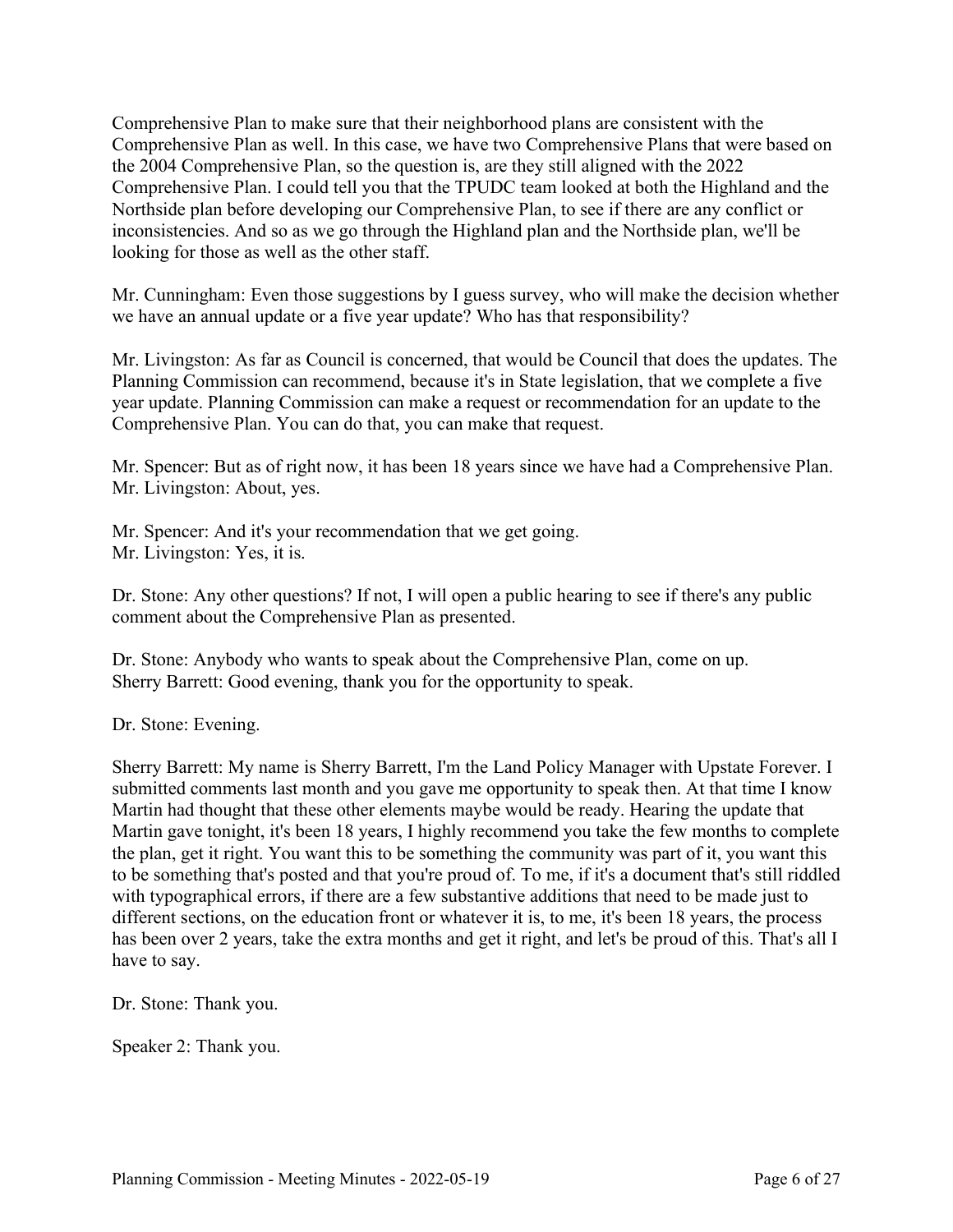Comprehensive Plan to make sure that their neighborhood plans are consistent with the Comprehensive Plan as well. In this case, we have two Comprehensive Plans that were based on the 2004 Comprehensive Plan, so the question is, are they still aligned with the 2022 Comprehensive Plan. I could tell you that the TPUDC team looked at both the Highland and the Northside plan before developing our Comprehensive Plan, to see if there are any conflict or inconsistencies. And so as we go through the Highland plan and the Northside plan, we'll be looking for those as well as the other staff.

Mr. Cunningham: Even those suggestions by I guess survey, who will make the decision whether we have an annual update or a five year update? Who has that responsibility?

Mr. Livingston: As far as Council is concerned, that would be Council that does the updates. The Planning Commission can recommend, because it's in State legislation, that we complete a five year update. Planning Commission can make a request or recommendation for an update to the Comprehensive Plan. You can do that, you can make that request.

Mr. Spencer: But as of right now, it has been 18 years since we have had a Comprehensive Plan.
Mr. Livingston: About, yes.

Mr. Spencer: And it's your recommendation that we get going.
Mr. Livingston: Yes, it is.

Dr. Stone: Any other questions? If not, I will open a public hearing to see if there's any public comment about the Comprehensive Plan as presented.

Dr. Stone: Anybody who wants to speak about the Comprehensive Plan, come on up.
Sherry Barrett: Good evening, thank you for the opportunity to speak.

Dr. Stone: Evening.

Sherry Barrett: My name is Sherry Barrett, I'm the Land Policy Manager with Upstate Forever. I submitted comments last month and you gave me opportunity to speak then. At that time I know Martin had thought that these other elements maybe would be ready. Hearing the update that Martin gave tonight, it's been 18 years, I highly recommend you take the few months to complete the plan, get it right. You want this to be something the community was part of it, you want this to be something that's posted and that you're proud of. To me, if it's a document that's still riddled with typographical errors, if there are a few substantive additions that need to be made just to different sections, on the education front or whatever it is, to me, it's been 18 years, the process has been over 2 years, take the extra months and get it right, and let's be proud of this. That's all I have to say.

Dr. Stone: Thank you.

Speaker 2: Thank you.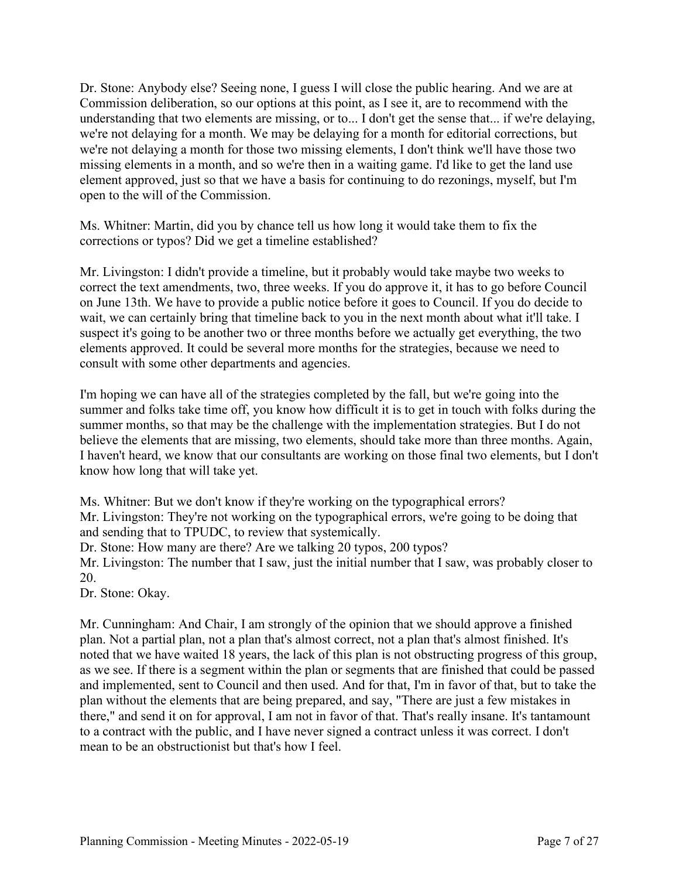Dr. Stone: Anybody else? Seeing none, I guess I will close the public hearing. And we are at Commission deliberation, so our options at this point, as I see it, are to recommend with the understanding that two elements are missing, or to... I don't get the sense that... if we're delaying, we're not delaying for a month. We may be delaying for a month for editorial corrections, but we're not delaying a month for those two missing elements, I don't think we'll have those two missing elements in a month, and so we're then in a waiting game. I'd like to get the land use element approved, just so that we have a basis for continuing to do rezonings, myself, but I'm open to the will of the Commission.

Ms. Whitner: Martin, did you by chance tell us how long it would take them to fix the corrections or typos? Did we get a timeline established?

Mr. Livingston: I didn't provide a timeline, but it probably would take maybe two weeks to correct the text amendments, two, three weeks. If you do approve it, it has to go before Council on June 13th. We have to provide a public notice before it goes to Council. If you do decide to wait, we can certainly bring that timeline back to you in the next month about what it'll take. I suspect it's going to be another two or three months before we actually get everything, the two elements approved. It could be several more months for the strategies, because we need to consult with some other departments and agencies.

I'm hoping we can have all of the strategies completed by the fall, but we're going into the summer and folks take time off, you know how difficult it is to get in touch with folks during the summer months, so that may be the challenge with the implementation strategies. But I do not believe the elements that are missing, two elements, should take more than three months. Again, I haven't heard, we know that our consultants are working on those final two elements, but I don't know how long that will take yet.

Ms. Whitner: But we don't know if they're working on the typographical errors?
Mr. Livingston: They're not working on the typographical errors, we're going to be doing that and sending that to TPUDC, to review that systemically.
Dr. Stone: How many are there? Are we talking 20 typos, 200 typos?
Mr. Livingston: The number that I saw, just the initial number that I saw, was probably closer to 20.
Dr. Stone: Okay.

Mr. Cunningham: And Chair, I am strongly of the opinion that we should approve a finished plan. Not a partial plan, not a plan that's almost correct, not a plan that's almost finished. It's noted that we have waited 18 years, the lack of this plan is not obstructing progress of this group, as we see. If there is a segment within the plan or segments that are finished that could be passed and implemented, sent to Council and then used. And for that, I'm in favor of that, but to take the plan without the elements that are being prepared, and say, "There are just a few mistakes in there," and send it on for approval, I am not in favor of that. That's really insane. It's tantamount to a contract with the public, and I have never signed a contract unless it was correct. I don't mean to be an obstructionist but that's how I feel.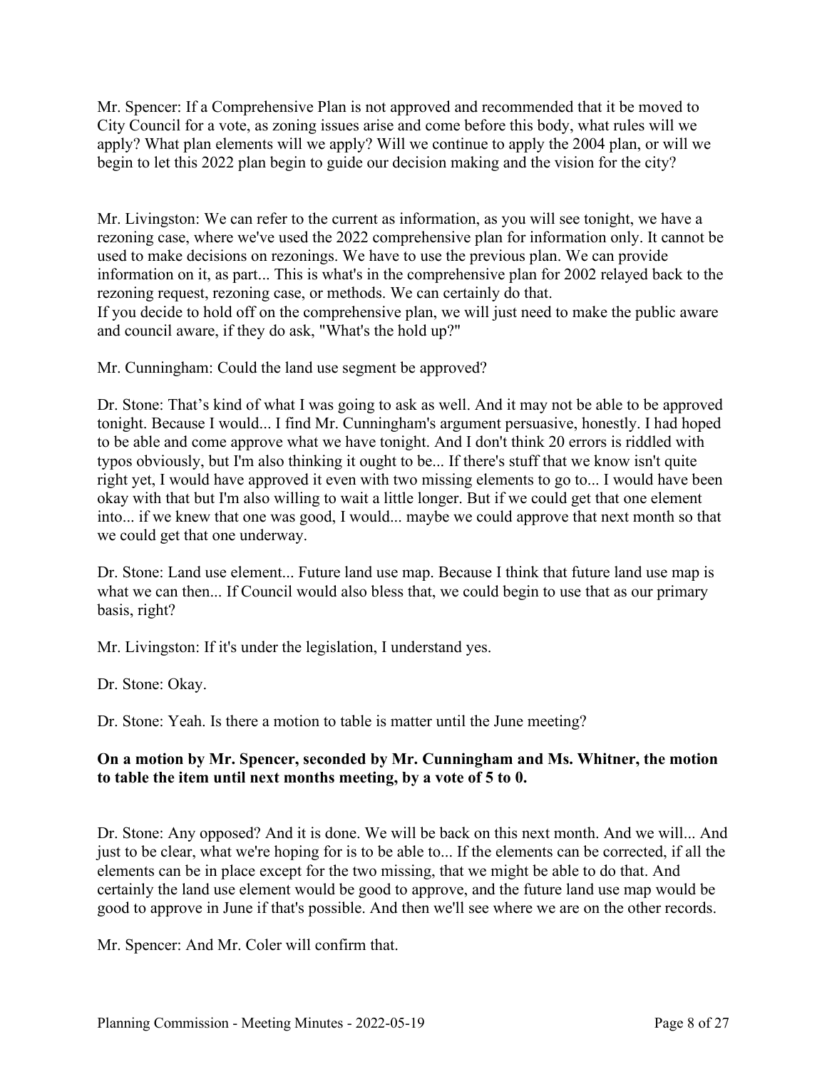Mr. Spencer: If a Comprehensive Plan is not approved and recommended that it be moved to City Council for a vote, as zoning issues arise and come before this body, what rules will we apply? What plan elements will we apply? Will we continue to apply the 2004 plan, or will we begin to let this 2022 plan begin to guide our decision making and the vision for the city?

Mr. Livingston: We can refer to the current as information, as you will see tonight, we have a rezoning case, where we've used the 2022 comprehensive plan for information only. It cannot be used to make decisions on rezonings. We have to use the previous plan. We can provide information on it, as part... This is what's in the comprehensive plan for 2002 relayed back to the rezoning request, rezoning case, or methods. We can certainly do that.
If you decide to hold off on the comprehensive plan, we will just need to make the public aware and council aware, if they do ask, "What's the hold up?"

Mr. Cunningham: Could the land use segment be approved?

Dr. Stone: That's kind of what I was going to ask as well. And it may not be able to be approved tonight. Because I would... I find Mr. Cunningham's argument persuasive, honestly. I had hoped to be able and come approve what we have tonight. And I don't think 20 errors is riddled with typos obviously, but I'm also thinking it ought to be... If there's stuff that we know isn't quite right yet, I would have approved it even with two missing elements to go to... I would have been okay with that but I'm also willing to wait a little longer. But if we could get that one element into... if we knew that one was good, I would... maybe we could approve that next month so that we could get that one underway.

Dr. Stone: Land use element... Future land use map. Because I think that future land use map is what we can then... If Council would also bless that, we could begin to use that as our primary basis, right?

Mr. Livingston: If it's under the legislation, I understand yes.

Dr. Stone: Okay.

Dr. Stone: Yeah. Is there a motion to table is matter until the June meeting?

**On a motion by Mr. Spencer, seconded by Mr. Cunningham and Ms. Whitner, the motion to table the item until next months meeting, by a vote of 5 to 0.**

Dr. Stone: Any opposed? And it is done. We will be back on this next month. And we will... And just to be clear, what we're hoping for is to be able to... If the elements can be corrected, if all the elements can be in place except for the two missing, that we might be able to do that. And certainly the land use element would be good to approve, and the future land use map would be good to approve in June if that's possible. And then we'll see where we are on the other records.

Mr. Spencer: And Mr. Coler will confirm that.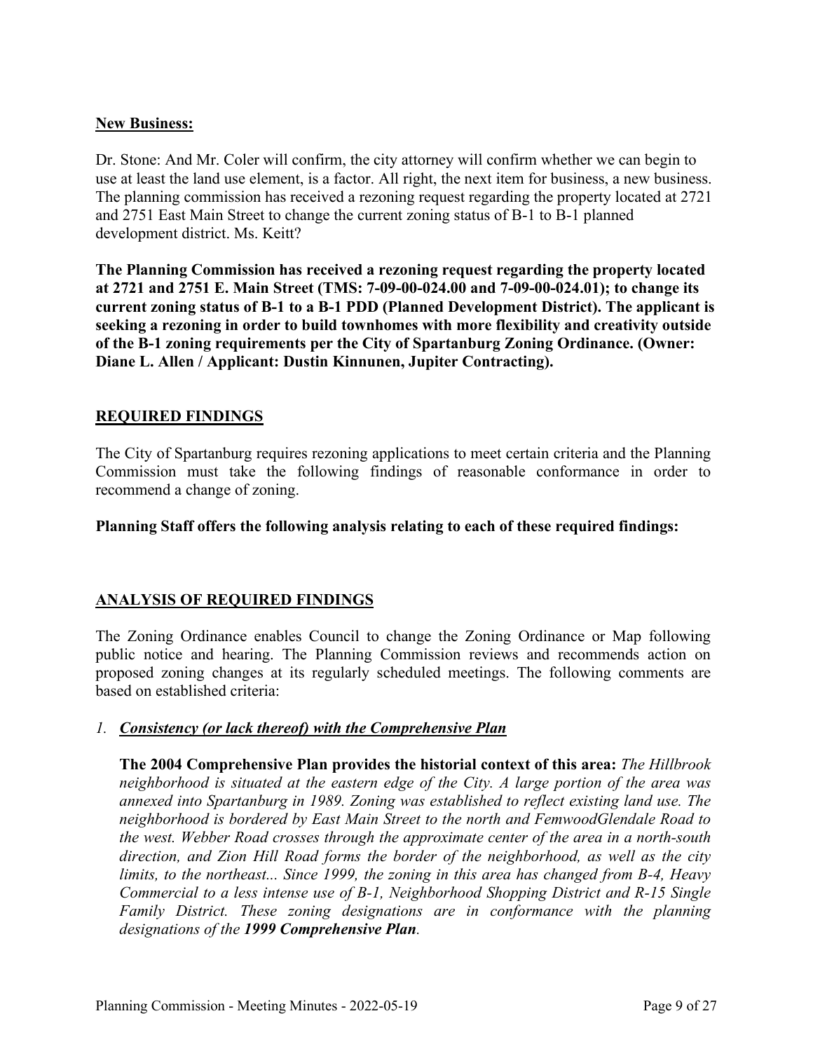**New Business:**

Dr. Stone: And Mr. Coler will confirm, the city attorney will confirm whether we can begin to use at least the land use element, is a factor. All right, the next item for business, a new business. The planning commission has received a rezoning request regarding the property located at 2721 and 2751 East Main Street to change the current zoning status of B-1 to B-1 planned development district. Ms. Keitt?

**The Planning Commission has received a rezoning request regarding the property located at 2721 and 2751 E. Main Street (TMS: 7-09-00-024.00 and 7-09-00-024.01); to change its current zoning status of B-1 to a B-1 PDD (Planned Development District). The applicant is seeking a rezoning in order to build townhomes with more flexibility and creativity outside of the B-1 zoning requirements per the City of Spartanburg Zoning Ordinance. (Owner: Diane L. Allen / Applicant: Dustin Kinnunen, Jupiter Contracting).**

## REQUIRED FINDINGS

The City of Spartanburg requires rezoning applications to meet certain criteria and the Planning Commission must take the following findings of reasonable conformance in order to recommend a change of zoning.

**Planning Staff offers the following analysis relating to each of these required findings:**

## ANALYSIS OF REQUIRED FINDINGS

The Zoning Ordinance enables Council to change the Zoning Ordinance or Map following public notice and hearing. The Planning Commission reviews and recommends action on proposed zoning changes at its regularly scheduled meetings. The following comments are based on established criteria:

1. ***Consistency (or lack thereof) with the Comprehensive Plan***

   **The 2004 Comprehensive Plan provides the historial context of this area:** *The Hillbrook neighborhood is situated at the eastern edge of the City. A large portion of the area was annexed into Spartanburg in 1989. Zoning was established to reflect existing land use. The neighborhood is bordered by East Main Street to the north and FemwoodGlendale Road to the west. Webber Road crosses through the approximate center of the area in a north-south direction, and Zion Hill Road forms the border of the neighborhood, as well as the city limits, to the northeast... Since 1999, the zoning in this area has changed from B-4, Heavy Commercial to a less intense use of B-1, Neighborhood Shopping District and R-15 Single Family District. These zoning designations are in conformance with the planning designations of the* ***1999 Comprehensive Plan****.*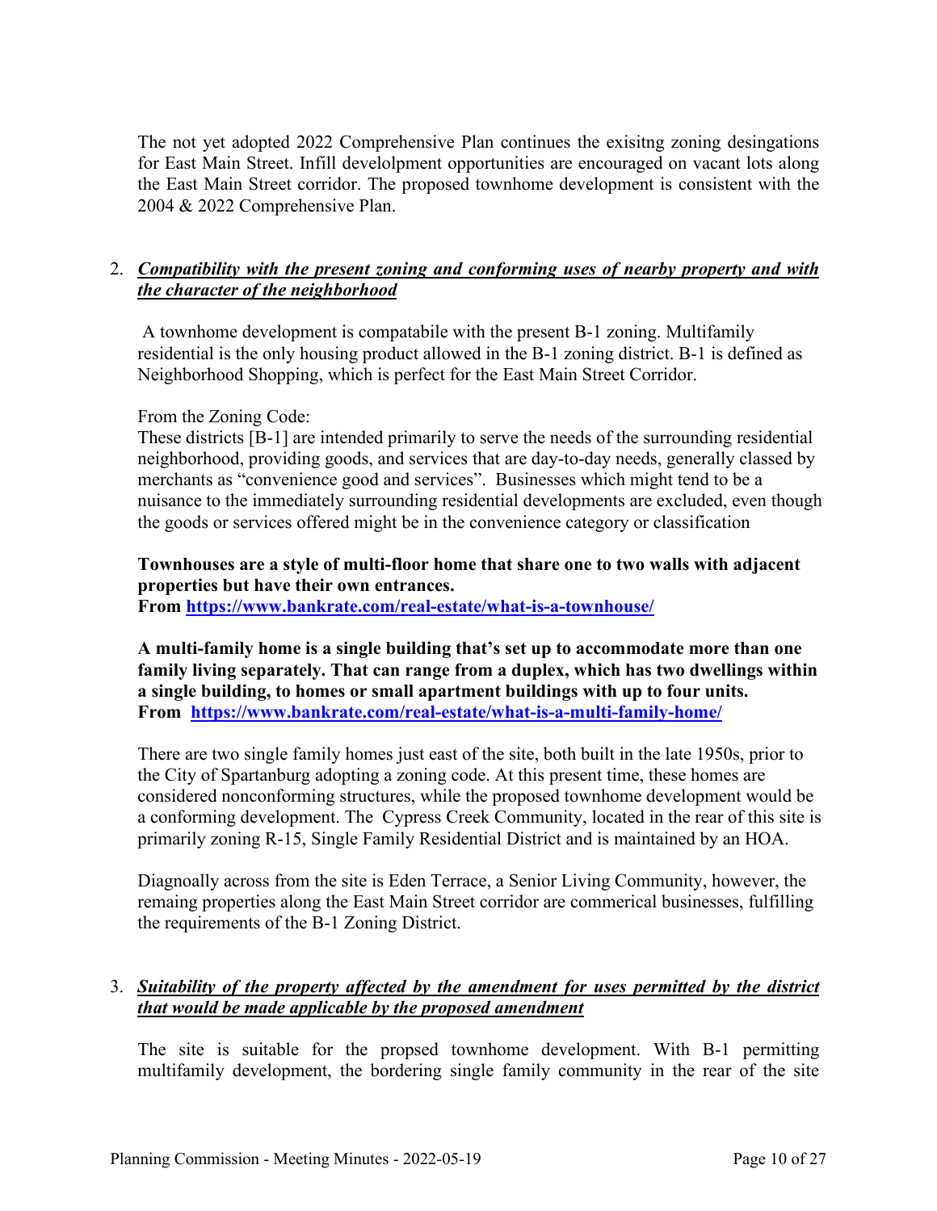The not yet adopted 2022 Comprehensive Plan continues the exisitng zoning desingations for East Main Street. Infill develolpment opportunities are encouraged on vacant lots along the East Main Street corridor. The proposed townhome development is consistent with the 2004 & 2022 Comprehensive Plan.

2. ***Compatibility with the present zoning and conforming uses of nearby property and with the character of the neighborhood***

A townhome development is compatabile with the present B-1 zoning. Multifamily residential is the only housing product allowed in the B-1 zoning district. B-1 is defined as Neighborhood Shopping, which is perfect for the East Main Street Corridor.

From the Zoning Code:
These districts [B-1] are intended primarily to serve the needs of the surrounding residential neighborhood, providing goods, and services that are day-to-day needs, generally classed by merchants as "convenience good and services". Businesses which might tend to be a nuisance to the immediately surrounding residential developments are excluded, even though the goods or services offered might be in the convenience category or classification

**Townhouses are a style of multi-floor home that share one to two walls with adjacent properties but have their own entrances.**
**From https://www.bankrate.com/real-estate/what-is-a-townhouse/**

**A multi-family home is a single building that's set up to accommodate more than one family living separately. That can range from a duplex, which has two dwellings within a single building, to homes or small apartment buildings with up to four units.**
**From https://www.bankrate.com/real-estate/what-is-a-multi-family-home/**

There are two single family homes just east of the site, both built in the late 1950s, prior to the City of Spartanburg adopting a zoning code. At this present time, these homes are considered nonconforming structures, while the proposed townhome development would be a conforming development. The Cypress Creek Community, located in the rear of this site is primarily zoning R-15, Single Family Residential District and is maintained by an HOA.

Diagnoally across from the site is Eden Terrace, a Senior Living Community, however, the remaing properties along the East Main Street corridor are commerical businesses, fulfilling the requirements of the B-1 Zoning District.

3. ***Suitability of the property affected by the amendment for uses permitted by the district that would be made applicable by the proposed amendment***

The site is suitable for the propsed townhome development. With B-1 permitting multifamily development, the bordering single family community in the rear of the site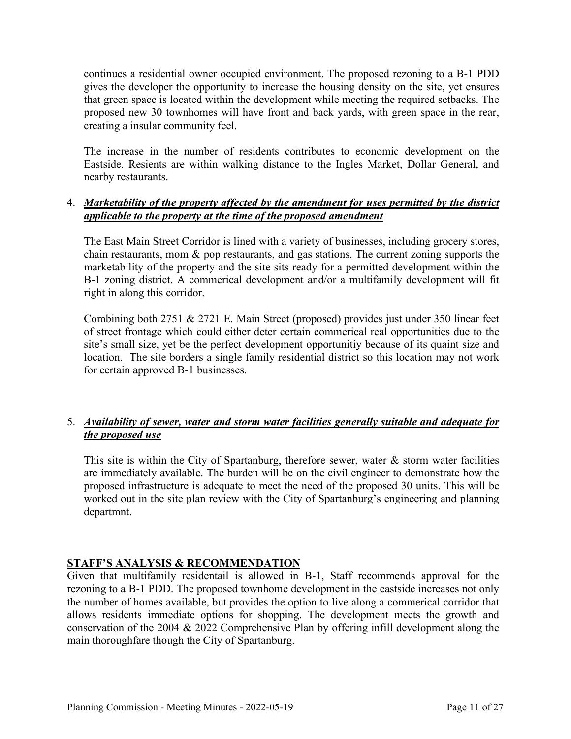continues a residential owner occupied environment. The proposed rezoning to a B-1 PDD gives the developer the opportunity to increase the housing density on the site, yet ensures that green space is located within the development while meeting the required setbacks. The proposed new 30 townhomes will have front and back yards, with green space in the rear, creating a insular community feel.

The increase in the number of residents contributes to economic development on the Eastside. Resients are within walking distance to the Ingles Market, Dollar General, and nearby restaurants.

4. ***Marketability of the property affected by the amendment for uses permitted by the district applicable to the property at the time of the proposed amendment***

   The East Main Street Corridor is lined with a variety of businesses, including grocery stores, chain restaurants, mom & pop restaurants, and gas stations. The current zoning supports the marketability of the property and the site sits ready for a permitted development within the B-1 zoning district. A commerical development and/or a multifamily development will fit right in along this corridor.

   Combining both 2751 & 2721 E. Main Street (proposed) provides just under 350 linear feet of street frontage which could either deter certain commerical real opportunities due to the site's small size, yet be the perfect development opportunitiy because of its quaint size and location. The site borders a single family residential district so this location may not work for certain approved B-1 businesses.

5. ***Availability of sewer, water and storm water facilities generally suitable and adequate for the proposed use***

   This site is within the City of Spartanburg, therefore sewer, water & storm water facilities are immediately available. The burden will be on the civil engineer to demonstrate how the proposed infrastructure is adequate to meet the need of the proposed 30 units. This will be worked out in the site plan review with the City of Spartanburg's engineering and planning departmnt.

## STAFF'S ANALYSIS & RECOMMENDATION

Given that multifamily residentail is allowed in B-1, Staff recommends approval for the rezoning to a B-1 PDD. The proposed townhome development in the eastside increases not only the number of homes available, but provides the option to live along a commerical corridor that allows residents immediate options for shopping. The development meets the growth and conservation of the 2004 & 2022 Comprehensive Plan by offering infill development along the main thoroughfare though the City of Spartanburg.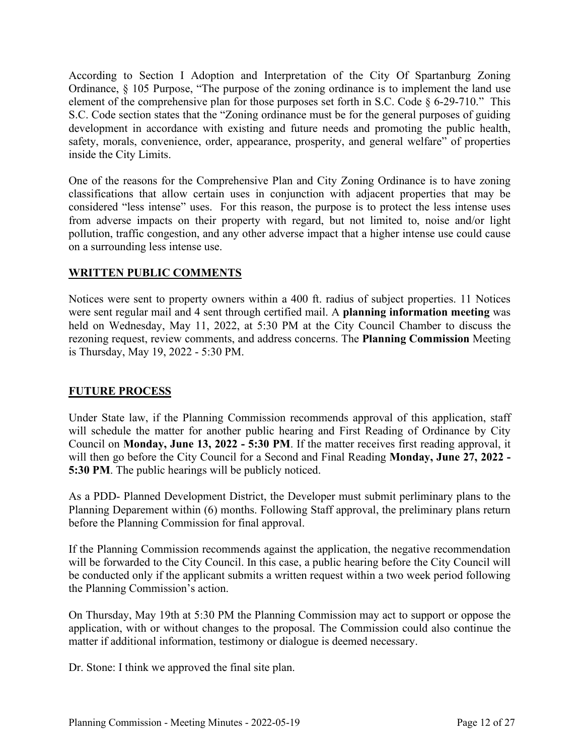According to Section I Adoption and Interpretation of the City Of Spartanburg Zoning Ordinance, § 105 Purpose, "The purpose of the zoning ordinance is to implement the land use element of the comprehensive plan for those purposes set forth in S.C. Code § 6-29-710." This S.C. Code section states that the "Zoning ordinance must be for the general purposes of guiding development in accordance with existing and future needs and promoting the public health, safety, morals, convenience, order, appearance, prosperity, and general welfare" of properties inside the City Limits.

One of the reasons for the Comprehensive Plan and City Zoning Ordinance is to have zoning classifications that allow certain uses in conjunction with adjacent properties that may be considered "less intense" uses. For this reason, the purpose is to protect the less intense uses from adverse impacts on their property with regard, but not limited to, noise and/or light pollution, traffic congestion, and any other adverse impact that a higher intense use could cause on a surrounding less intense use.

## WRITTEN PUBLIC COMMENTS

Notices were sent to property owners within a 400 ft. radius of subject properties. 11 Notices were sent regular mail and 4 sent through certified mail. A **planning information meeting** was held on Wednesday, May 11, 2022, at 5:30 PM at the City Council Chamber to discuss the rezoning request, review comments, and address concerns. The **Planning Commission** Meeting is Thursday, May 19, 2022 - 5:30 PM.

## FUTURE PROCESS

Under State law, if the Planning Commission recommends approval of this application, staff will schedule the matter for another public hearing and First Reading of Ordinance by City Council on **Monday, June 13, 2022 - 5:30 PM**. If the matter receives first reading approval, it will then go before the City Council for a Second and Final Reading **Monday, June 27, 2022 - 5:30 PM**. The public hearings will be publicly noticed.

As a PDD- Planned Development District, the Developer must submit perliminary plans to the Planning Deparement within (6) months. Following Staff approval, the preliminary plans return before the Planning Commission for final approval.

If the Planning Commission recommends against the application, the negative recommendation will be forwarded to the City Council. In this case, a public hearing before the City Council will be conducted only if the applicant submits a written request within a two week period following the Planning Commission's action.

On Thursday, May 19th at 5:30 PM the Planning Commission may act to support or oppose the application, with or without changes to the proposal. The Commission could also continue the matter if additional information, testimony or dialogue is deemed necessary.

Dr. Stone: I think we approved the final site plan.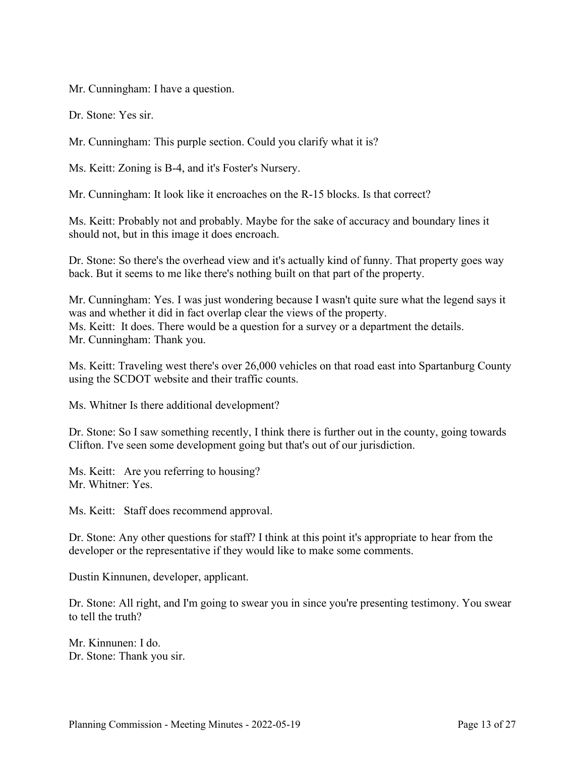Mr. Cunningham: I have a question.

Dr. Stone: Yes sir.

Mr. Cunningham: This purple section. Could you clarify what it is?

Ms. Keitt: Zoning is B-4, and it's Foster's Nursery.

Mr. Cunningham: It look like it encroaches on the R-15 blocks. Is that correct?

Ms. Keitt: Probably not and probably. Maybe for the sake of accuracy and boundary lines it should not, but in this image it does encroach.

Dr. Stone: So there's the overhead view and it's actually kind of funny. That property goes way back. But it seems to me like there's nothing built on that part of the property.

Mr. Cunningham: Yes. I was just wondering because I wasn't quite sure what the legend says it was and whether it did in fact overlap clear the views of the property.
Ms. Keitt: It does. There would be a question for a survey or a department the details.
Mr. Cunningham: Thank you.

Ms. Keitt: Traveling west there's over 26,000 vehicles on that road east into Spartanburg County using the SCDOT website and their traffic counts.

Ms. Whitner Is there additional development?

Dr. Stone: So I saw something recently, I think there is further out in the county, going towards Clifton. I've seen some development going but that's out of our jurisdiction.

Ms. Keitt: Are you referring to housing?
Mr. Whitner: Yes.

Ms. Keitt: Staff does recommend approval.

Dr. Stone: Any other questions for staff? I think at this point it's appropriate to hear from the developer or the representative if they would like to make some comments.

Dustin Kinnunen, developer, applicant.

Dr. Stone: All right, and I'm going to swear you in since you're presenting testimony. You swear to tell the truth?

Mr. Kinnunen: I do.
Dr. Stone: Thank you sir.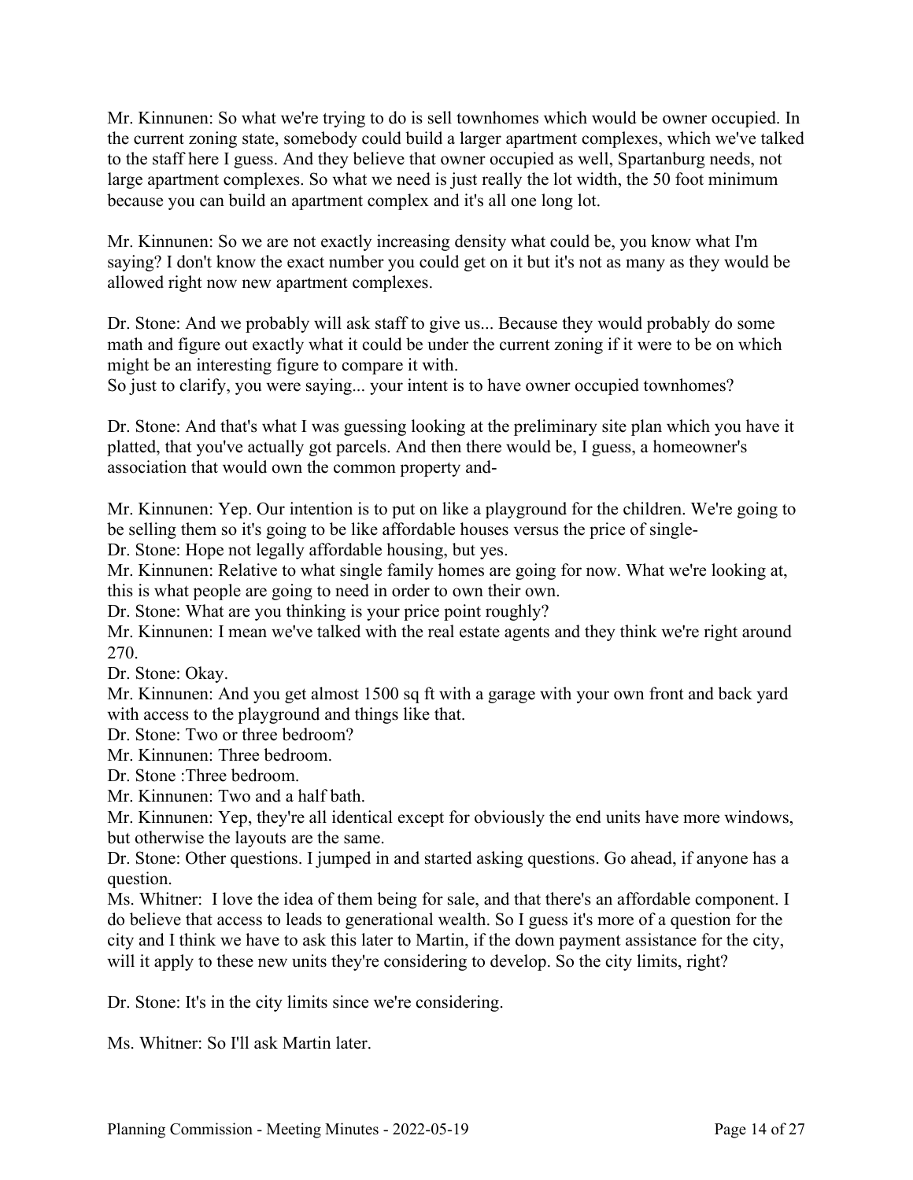Mr. Kinnunen: So what we're trying to do is sell townhomes which would be owner occupied. In the current zoning state, somebody could build a larger apartment complexes, which we've talked to the staff here I guess. And they believe that owner occupied as well, Spartanburg needs, not large apartment complexes. So what we need is just really the lot width, the 50 foot minimum because you can build an apartment complex and it's all one long lot.

Mr. Kinnunen: So we are not exactly increasing density what could be, you know what I'm saying? I don't know the exact number you could get on it but it's not as many as they would be allowed right now new apartment complexes.

Dr. Stone: And we probably will ask staff to give us... Because they would probably do some math and figure out exactly what it could be under the current zoning if it were to be on which might be an interesting figure to compare it with.
So just to clarify, you were saying... your intent is to have owner occupied townhomes?

Dr. Stone: And that's what I was guessing looking at the preliminary site plan which you have it platted, that you've actually got parcels. And then there would be, I guess, a homeowner's association that would own the common property and-

Mr. Kinnunen: Yep. Our intention is to put on like a playground for the children. We're going to be selling them so it's going to be like affordable houses versus the price of single-
Dr. Stone: Hope not legally affordable housing, but yes.
Mr. Kinnunen: Relative to what single family homes are going for now. What we're looking at, this is what people are going to need in order to own their own.
Dr. Stone: What are you thinking is your price point roughly?
Mr. Kinnunen: I mean we've talked with the real estate agents and they think we're right around 270.
Dr. Stone: Okay.
Mr. Kinnunen: And you get almost 1500 sq ft with a garage with your own front and back yard with access to the playground and things like that.
Dr. Stone: Two or three bedroom?
Mr. Kinnunen: Three bedroom.
Dr. Stone :Three bedroom.
Mr. Kinnunen: Two and a half bath.
Mr. Kinnunen: Yep, they're all identical except for obviously the end units have more windows, but otherwise the layouts are the same.
Dr. Stone: Other questions. I jumped in and started asking questions. Go ahead, if anyone has a question.
Ms. Whitner: I love the idea of them being for sale, and that there's an affordable component. I do believe that access to leads to generational wealth. So I guess it's more of a question for the city and I think we have to ask this later to Martin, if the down payment assistance for the city, will it apply to these new units they're considering to develop. So the city limits, right?

Dr. Stone: It's in the city limits since we're considering.

Ms. Whitner: So I'll ask Martin later.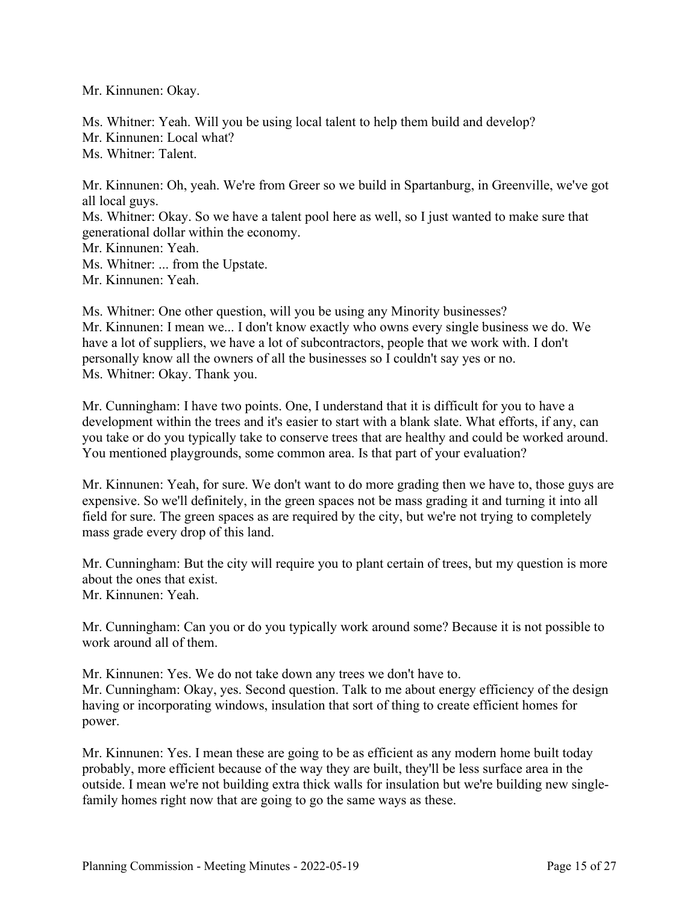Mr. Kinnunen: Okay.

Ms. Whitner: Yeah. Will you be using local talent to help them build and develop?
Mr. Kinnunen: Local what?
Ms. Whitner: Talent.

Mr. Kinnunen: Oh, yeah. We're from Greer so we build in Spartanburg, in Greenville, we've got all local guys.
Ms. Whitner: Okay. So we have a talent pool here as well, so I just wanted to make sure that generational dollar within the economy.
Mr. Kinnunen: Yeah.
Ms. Whitner: ... from the Upstate.
Mr. Kinnunen: Yeah.

Ms. Whitner: One other question, will you be using any Minority businesses?
Mr. Kinnunen: I mean we... I don't know exactly who owns every single business we do. We have a lot of suppliers, we have a lot of subcontractors, people that we work with. I don't personally know all the owners of all the businesses so I couldn't say yes or no.
Ms. Whitner: Okay. Thank you.

Mr. Cunningham: I have two points. One, I understand that it is difficult for you to have a development within the trees and it's easier to start with a blank slate. What efforts, if any, can you take or do you typically take to conserve trees that are healthy and could be worked around. You mentioned playgrounds, some common area. Is that part of your evaluation?

Mr. Kinnunen: Yeah, for sure. We don't want to do more grading then we have to, those guys are expensive. So we'll definitely, in the green spaces not be mass grading it and turning it into all field for sure. The green spaces as are required by the city, but we're not trying to completely mass grade every drop of this land.

Mr. Cunningham: But the city will require you to plant certain of trees, but my question is more about the ones that exist.
Mr. Kinnunen: Yeah.

Mr. Cunningham: Can you or do you typically work around some? Because it is not possible to work around all of them.

Mr. Kinnunen: Yes. We do not take down any trees we don't have to.
Mr. Cunningham: Okay, yes. Second question. Talk to me about energy efficiency of the design having or incorporating windows, insulation that sort of thing to create efficient homes for power.

Mr. Kinnunen: Yes. I mean these are going to be as efficient as any modern home built today probably, more efficient because of the way they are built, they'll be less surface area in the outside. I mean we're not building extra thick walls for insulation but we're building new single-family homes right now that are going to go the same ways as these.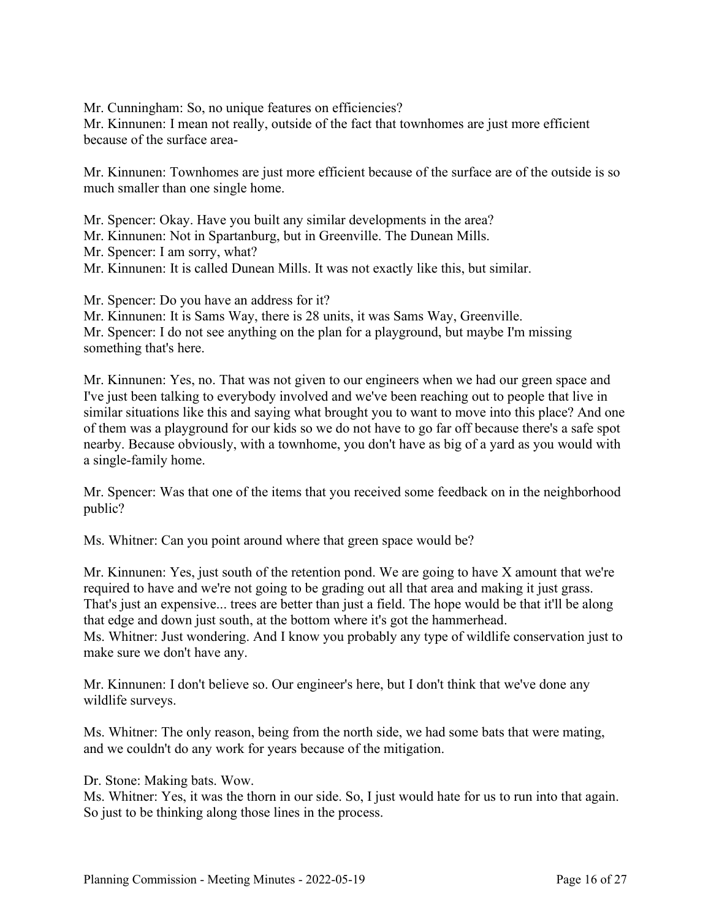Mr. Cunningham: So, no unique features on efficiencies?
Mr. Kinnunen: I mean not really, outside of the fact that townhomes are just more efficient because of the surface area-

Mr. Kinnunen: Townhomes are just more efficient because of the surface are of the outside is so much smaller than one single home.

Mr. Spencer: Okay. Have you built any similar developments in the area?
Mr. Kinnunen: Not in Spartanburg, but in Greenville. The Dunean Mills.
Mr. Spencer: I am sorry, what?
Mr. Kinnunen: It is called Dunean Mills. It was not exactly like this, but similar.

Mr. Spencer: Do you have an address for it?
Mr. Kinnunen: It is Sams Way, there is 28 units, it was Sams Way, Greenville.
Mr. Spencer: I do not see anything on the plan for a playground, but maybe I'm missing something that's here.

Mr. Kinnunen: Yes, no. That was not given to our engineers when we had our green space and I've just been talking to everybody involved and we've been reaching out to people that live in similar situations like this and saying what brought you to want to move into this place? And one of them was a playground for our kids so we do not have to go far off because there's a safe spot nearby. Because obviously, with a townhome, you don't have as big of a yard as you would with a single-family home.

Mr. Spencer: Was that one of the items that you received some feedback on in the neighborhood public?

Ms. Whitner: Can you point around where that green space would be?

Mr. Kinnunen: Yes, just south of the retention pond. We are going to have X amount that we're required to have and we're not going to be grading out all that area and making it just grass. That's just an expensive... trees are better than just a field. The hope would be that it'll be along that edge and down just south, at the bottom where it's got the hammerhead.
Ms. Whitner: Just wondering. And I know you probably any type of wildlife conservation just to make sure we don't have any.

Mr. Kinnunen: I don't believe so. Our engineer's here, but I don't think that we've done any wildlife surveys.

Ms. Whitner: The only reason, being from the north side, we had some bats that were mating, and we couldn't do any work for years because of the mitigation.

Dr. Stone: Making bats. Wow.
Ms. Whitner: Yes, it was the thorn in our side. So, I just would hate for us to run into that again. So just to be thinking along those lines in the process.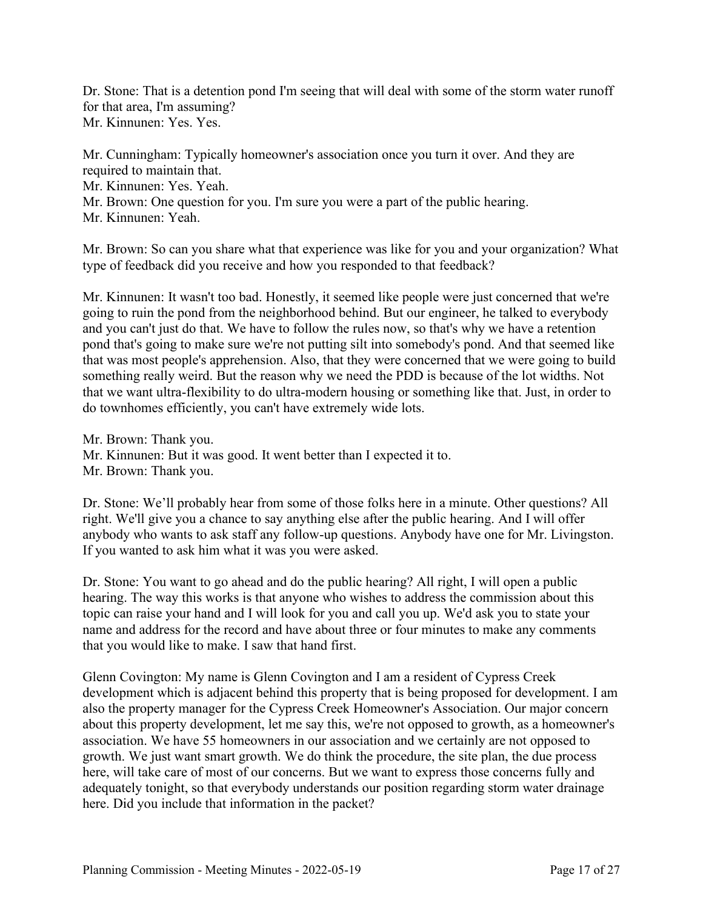Dr. Stone: That is a detention pond I'm seeing that will deal with some of the storm water runoff for that area, I'm assuming?
Mr. Kinnunen: Yes. Yes.

Mr. Cunningham: Typically homeowner's association once you turn it over. And they are required to maintain that.
Mr. Kinnunen: Yes. Yeah.
Mr. Brown: One question for you. I'm sure you were a part of the public hearing.
Mr. Kinnunen: Yeah.

Mr. Brown: So can you share what that experience was like for you and your organization? What type of feedback did you receive and how you responded to that feedback?

Mr. Kinnunen: It wasn't too bad. Honestly, it seemed like people were just concerned that we're going to ruin the pond from the neighborhood behind. But our engineer, he talked to everybody and you can't just do that. We have to follow the rules now, so that's why we have a retention pond that's going to make sure we're not putting silt into somebody's pond. And that seemed like that was most people's apprehension. Also, that they were concerned that we were going to build something really weird. But the reason why we need the PDD is because of the lot widths. Not that we want ultra-flexibility to do ultra-modern housing or something like that. Just, in order to do townhomes efficiently, you can't have extremely wide lots.

Mr. Brown: Thank you.
Mr. Kinnunen: But it was good. It went better than I expected it to.
Mr. Brown: Thank you.

Dr. Stone: We'll probably hear from some of those folks here in a minute. Other questions? All right. We'll give you a chance to say anything else after the public hearing. And I will offer anybody who wants to ask staff any follow-up questions. Anybody have one for Mr. Livingston. If you wanted to ask him what it was you were asked.

Dr. Stone: You want to go ahead and do the public hearing? All right, I will open a public hearing. The way this works is that anyone who wishes to address the commission about this topic can raise your hand and I will look for you and call you up. We'd ask you to state your name and address for the record and have about three or four minutes to make any comments that you would like to make. I saw that hand first.

Glenn Covington: My name is Glenn Covington and I am a resident of Cypress Creek development which is adjacent behind this property that is being proposed for development. I am also the property manager for the Cypress Creek Homeowner's Association. Our major concern about this property development, let me say this, we're not opposed to growth, as a homeowner's association. We have 55 homeowners in our association and we certainly are not opposed to growth. We just want smart growth. We do think the procedure, the site plan, the due process here, will take care of most of our concerns. But we want to express those concerns fully and adequately tonight, so that everybody understands our position regarding storm water drainage here. Did you include that information in the packet?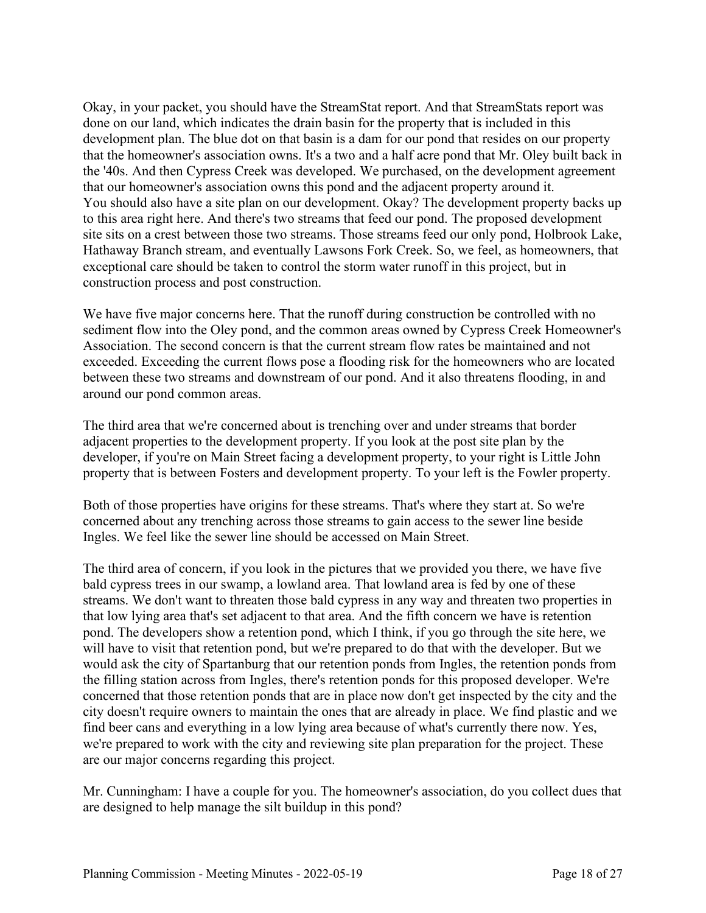Okay, in your packet, you should have the StreamStat report. And that StreamStats report was done on our land, which indicates the drain basin for the property that is included in this development plan. The blue dot on that basin is a dam for our pond that resides on our property that the homeowner's association owns. It's a two and a half acre pond that Mr. Oley built back in the '40s. And then Cypress Creek was developed. We purchased, on the development agreement that our homeowner's association owns this pond and the adjacent property around it.
You should also have a site plan on our development. Okay? The development property backs up to this area right here. And there's two streams that feed our pond. The proposed development site sits on a crest between those two streams. Those streams feed our only pond, Holbrook Lake, Hathaway Branch stream, and eventually Lawsons Fork Creek. So, we feel, as homeowners, that exceptional care should be taken to control the storm water runoff in this project, but in construction process and post construction.

We have five major concerns here. That the runoff during construction be controlled with no sediment flow into the Oley pond, and the common areas owned by Cypress Creek Homeowner's Association. The second concern is that the current stream flow rates be maintained and not exceeded. Exceeding the current flows pose a flooding risk for the homeowners who are located between these two streams and downstream of our pond. And it also threatens flooding, in and around our pond common areas.

The third area that we're concerned about is trenching over and under streams that border adjacent properties to the development property. If you look at the post site plan by the developer, if you're on Main Street facing a development property, to your right is Little John property that is between Fosters and development property. To your left is the Fowler property.

Both of those properties have origins for these streams. That's where they start at. So we're concerned about any trenching across those streams to gain access to the sewer line beside Ingles. We feel like the sewer line should be accessed on Main Street.

The third area of concern, if you look in the pictures that we provided you there, we have five bald cypress trees in our swamp, a lowland area. That lowland area is fed by one of these streams. We don't want to threaten those bald cypress in any way and threaten two properties in that low lying area that's set adjacent to that area. And the fifth concern we have is retention pond. The developers show a retention pond, which I think, if you go through the site here, we will have to visit that retention pond, but we're prepared to do that with the developer. But we would ask the city of Spartanburg that our retention ponds from Ingles, the retention ponds from the filling station across from Ingles, there's retention ponds for this proposed developer. We're concerned that those retention ponds that are in place now don't get inspected by the city and the city doesn't require owners to maintain the ones that are already in place. We find plastic and we find beer cans and everything in a low lying area because of what's currently there now. Yes, we're prepared to work with the city and reviewing site plan preparation for the project. These are our major concerns regarding this project.

Mr. Cunningham: I have a couple for you. The homeowner's association, do you collect dues that are designed to help manage the silt buildup in this pond?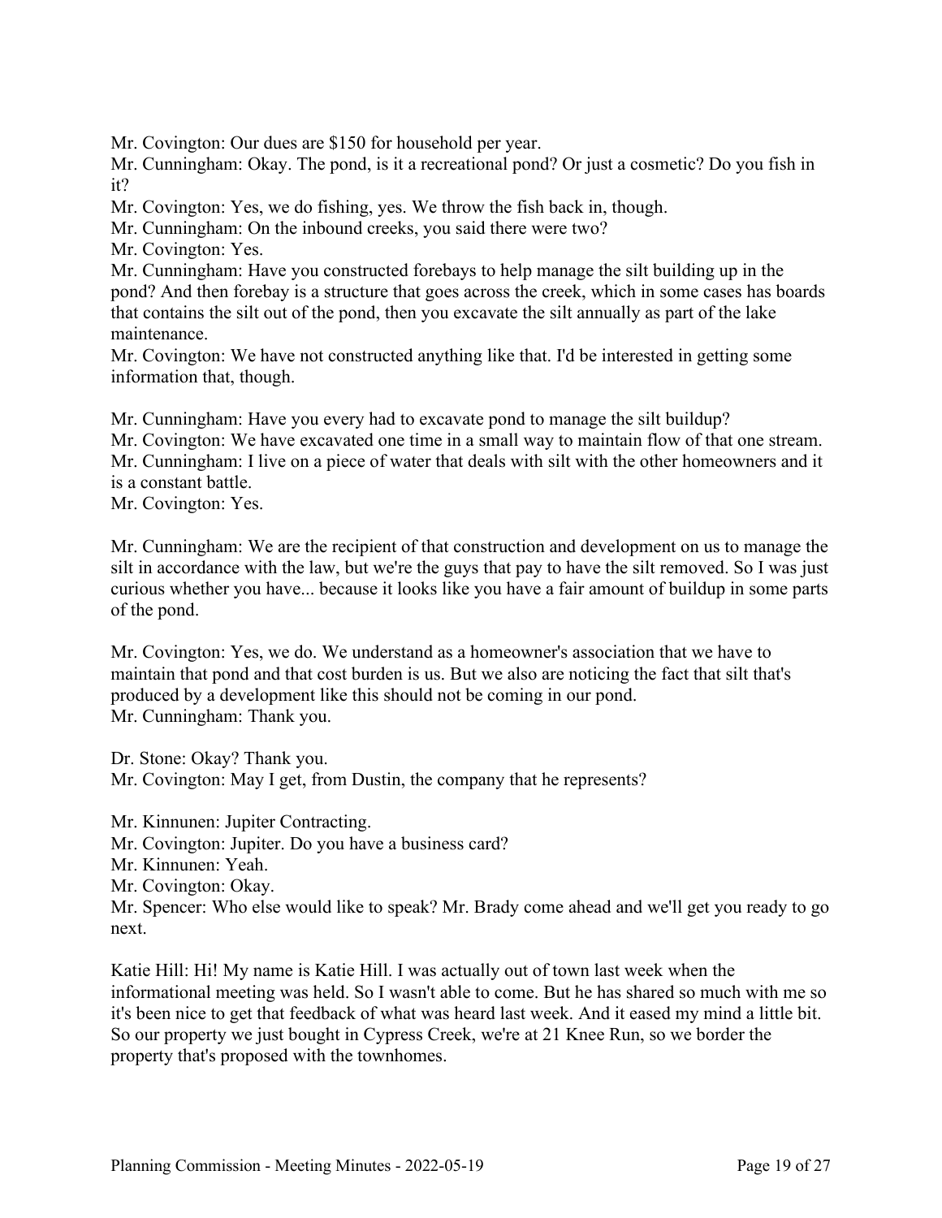Mr. Covington: Our dues are $150 for household per year.

Mr. Cunningham: Okay. The pond, is it a recreational pond? Or just a cosmetic? Do you fish in it?

Mr. Covington: Yes, we do fishing, yes. We throw the fish back in, though.

Mr. Cunningham: On the inbound creeks, you said there were two?

Mr. Covington: Yes.

Mr. Cunningham: Have you constructed forebays to help manage the silt building up in the pond? And then forebay is a structure that goes across the creek, which in some cases has boards that contains the silt out of the pond, then you excavate the silt annually as part of the lake maintenance.

Mr. Covington: We have not constructed anything like that. I'd be interested in getting some information that, though.

Mr. Cunningham: Have you every had to excavate pond to manage the silt buildup?

Mr. Covington: We have excavated one time in a small way to maintain flow of that one stream.

Mr. Cunningham: I live on a piece of water that deals with silt with the other homeowners and it is a constant battle.

Mr. Covington: Yes.

Mr. Cunningham: We are the recipient of that construction and development on us to manage the silt in accordance with the law, but we're the guys that pay to have the silt removed. So I was just curious whether you have... because it looks like you have a fair amount of buildup in some parts of the pond.

Mr. Covington: Yes, we do. We understand as a homeowner's association that we have to maintain that pond and that cost burden is us. But we also are noticing the fact that silt that's produced by a development like this should not be coming in our pond.

Mr. Cunningham: Thank you.

Dr. Stone: Okay? Thank you.

Mr. Covington: May I get, from Dustin, the company that he represents?

Mr. Kinnunen: Jupiter Contracting.

Mr. Covington: Jupiter. Do you have a business card?

Mr. Kinnunen: Yeah.

Mr. Covington: Okay.

Mr. Spencer: Who else would like to speak? Mr. Brady come ahead and we'll get you ready to go next.

Katie Hill: Hi! My name is Katie Hill. I was actually out of town last week when the informational meeting was held. So I wasn't able to come. But he has shared so much with me so it's been nice to get that feedback of what was heard last week. And it eased my mind a little bit. So our property we just bought in Cypress Creek, we're at 21 Knee Run, so we border the property that's proposed with the townhomes.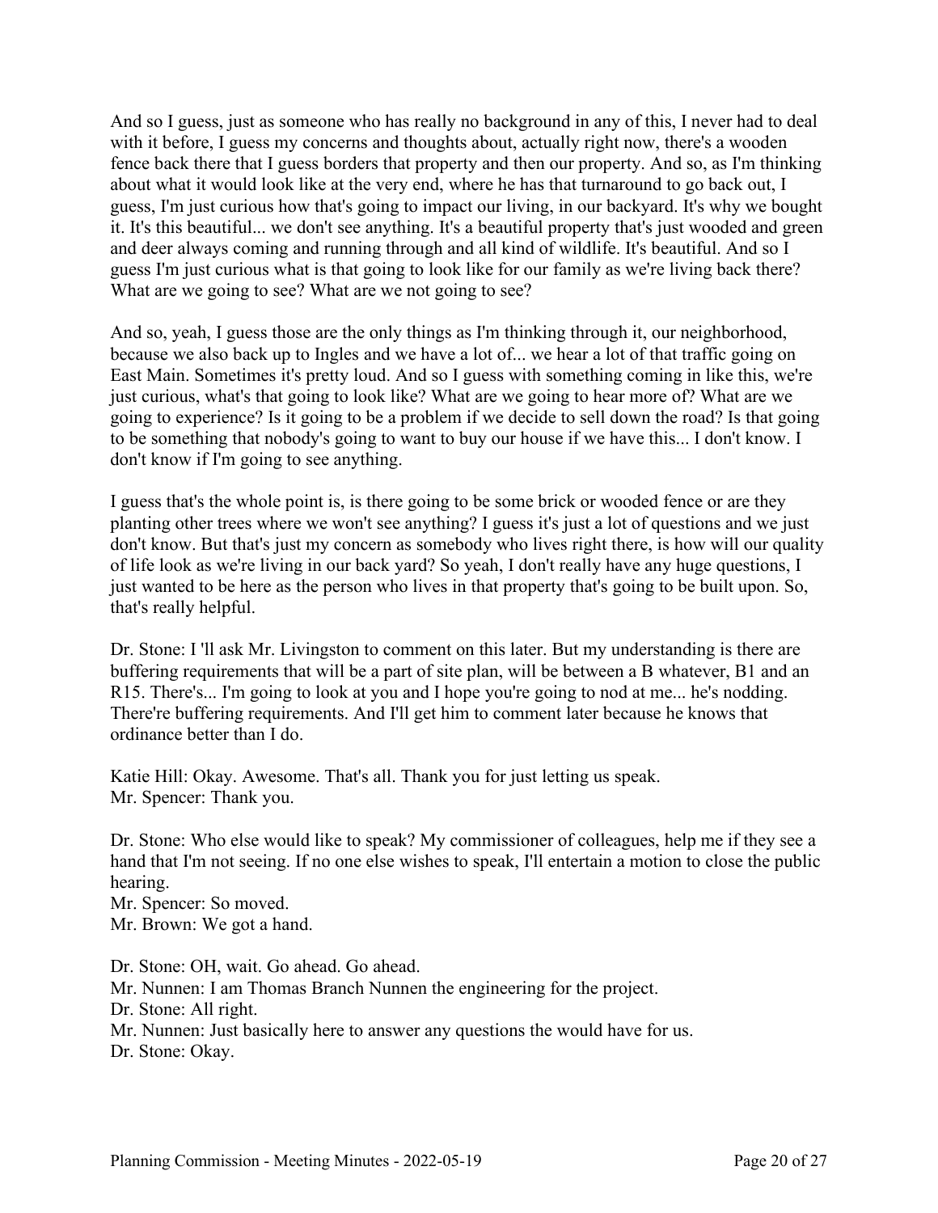And so I guess, just as someone who has really no background in any of this, I never had to deal with it before, I guess my concerns and thoughts about, actually right now, there's a wooden fence back there that I guess borders that property and then our property. And so, as I'm thinking about what it would look like at the very end, where he has that turnaround to go back out, I guess, I'm just curious how that's going to impact our living, in our backyard. It's why we bought it. It's this beautiful... we don't see anything. It's a beautiful property that's just wooded and green and deer always coming and running through and all kind of wildlife. It's beautiful. And so I guess I'm just curious what is that going to look like for our family as we're living back there? What are we going to see? What are we not going to see?

And so, yeah, I guess those are the only things as I'm thinking through it, our neighborhood, because we also back up to Ingles and we have a lot of... we hear a lot of that traffic going on East Main. Sometimes it's pretty loud. And so I guess with something coming in like this, we're just curious, what's that going to look like? What are we going to hear more of? What are we going to experience? Is it going to be a problem if we decide to sell down the road? Is that going to be something that nobody's going to want to buy our house if we have this... I don't know. I don't know if I'm going to see anything.

I guess that's the whole point is, is there going to be some brick or wooded fence or are they planting other trees where we won't see anything? I guess it's just a lot of questions and we just don't know. But that's just my concern as somebody who lives right there, is how will our quality of life look as we're living in our back yard? So yeah, I don't really have any huge questions, I just wanted to be here as the person who lives in that property that's going to be built upon. So, that's really helpful.

Dr. Stone: I 'll ask Mr. Livingston to comment on this later. But my understanding is there are buffering requirements that will be a part of site plan, will be between a B whatever, B1 and an R15. There's... I'm going to look at you and I hope you're going to nod at me... he's nodding. There're buffering requirements. And I'll get him to comment later because he knows that ordinance better than I do.

Katie Hill: Okay. Awesome. That's all. Thank you for just letting us speak.
Mr. Spencer: Thank you.

Dr. Stone: Who else would like to speak? My commissioner of colleagues, help me if they see a hand that I'm not seeing. If no one else wishes to speak, I'll entertain a motion to close the public hearing.
Mr. Spencer: So moved.
Mr. Brown: We got a hand.

Dr. Stone: OH, wait. Go ahead. Go ahead.
Mr. Nunnen: I am Thomas Branch Nunnen the engineering for the project.
Dr. Stone: All right.
Mr. Nunnen: Just basically here to answer any questions the would have for us.
Dr. Stone: Okay.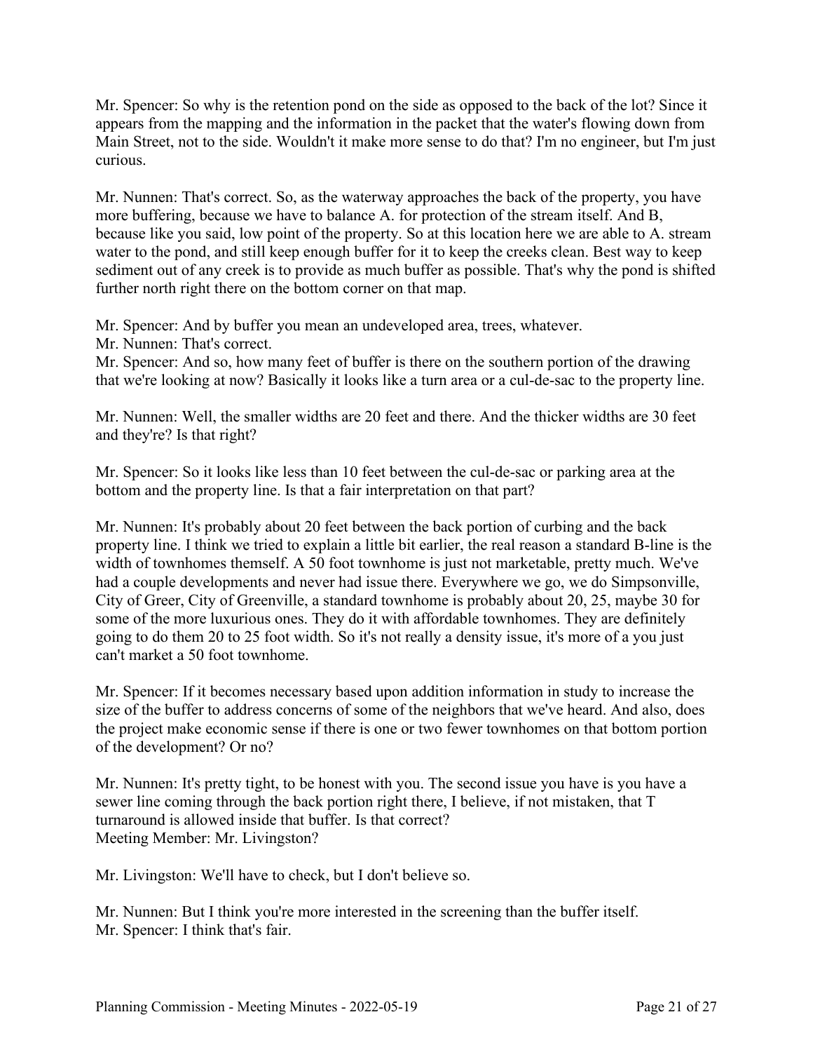Mr. Spencer: So why is the retention pond on the side as opposed to the back of the lot? Since it appears from the mapping and the information in the packet that the water's flowing down from Main Street, not to the side. Wouldn't it make more sense to do that? I'm no engineer, but I'm just curious.

Mr. Nunnen: That's correct. So, as the waterway approaches the back of the property, you have more buffering, because we have to balance A. for protection of the stream itself. And B, because like you said, low point of the property. So at this location here we are able to A. stream water to the pond, and still keep enough buffer for it to keep the creeks clean. Best way to keep sediment out of any creek is to provide as much buffer as possible. That's why the pond is shifted further north right there on the bottom corner on that map.

Mr. Spencer: And by buffer you mean an undeveloped area, trees, whatever.
Mr. Nunnen: That's correct.
Mr. Spencer: And so, how many feet of buffer is there on the southern portion of the drawing that we're looking at now? Basically it looks like a turn area or a cul-de-sac to the property line.

Mr. Nunnen: Well, the smaller widths are 20 feet and there. And the thicker widths are 30 feet and they're? Is that right?

Mr. Spencer: So it looks like less than 10 feet between the cul-de-sac or parking area at the bottom and the property line. Is that a fair interpretation on that part?

Mr. Nunnen: It's probably about 20 feet between the back portion of curbing and the back property line. I think we tried to explain a little bit earlier, the real reason a standard B-line is the width of townhomes themself. A 50 foot townhome is just not marketable, pretty much. We've had a couple developments and never had issue there. Everywhere we go, we do Simpsonville, City of Greer, City of Greenville, a standard townhome is probably about 20, 25, maybe 30 for some of the more luxurious ones. They do it with affordable townhomes. They are definitely going to do them 20 to 25 foot width. So it's not really a density issue, it's more of a you just can't market a 50 foot townhome.

Mr. Spencer: If it becomes necessary based upon addition information in study to increase the size of the buffer to address concerns of some of the neighbors that we've heard. And also, does the project make economic sense if there is one or two fewer townhomes on that bottom portion of the development? Or no?

Mr. Nunnen: It's pretty tight, to be honest with you. The second issue you have is you have a sewer line coming through the back portion right there, I believe, if not mistaken, that T turnaround is allowed inside that buffer. Is that correct?
Meeting Member: Mr. Livingston?

Mr. Livingston: We'll have to check, but I don't believe so.

Mr. Nunnen: But I think you're more interested in the screening than the buffer itself.
Mr. Spencer: I think that's fair.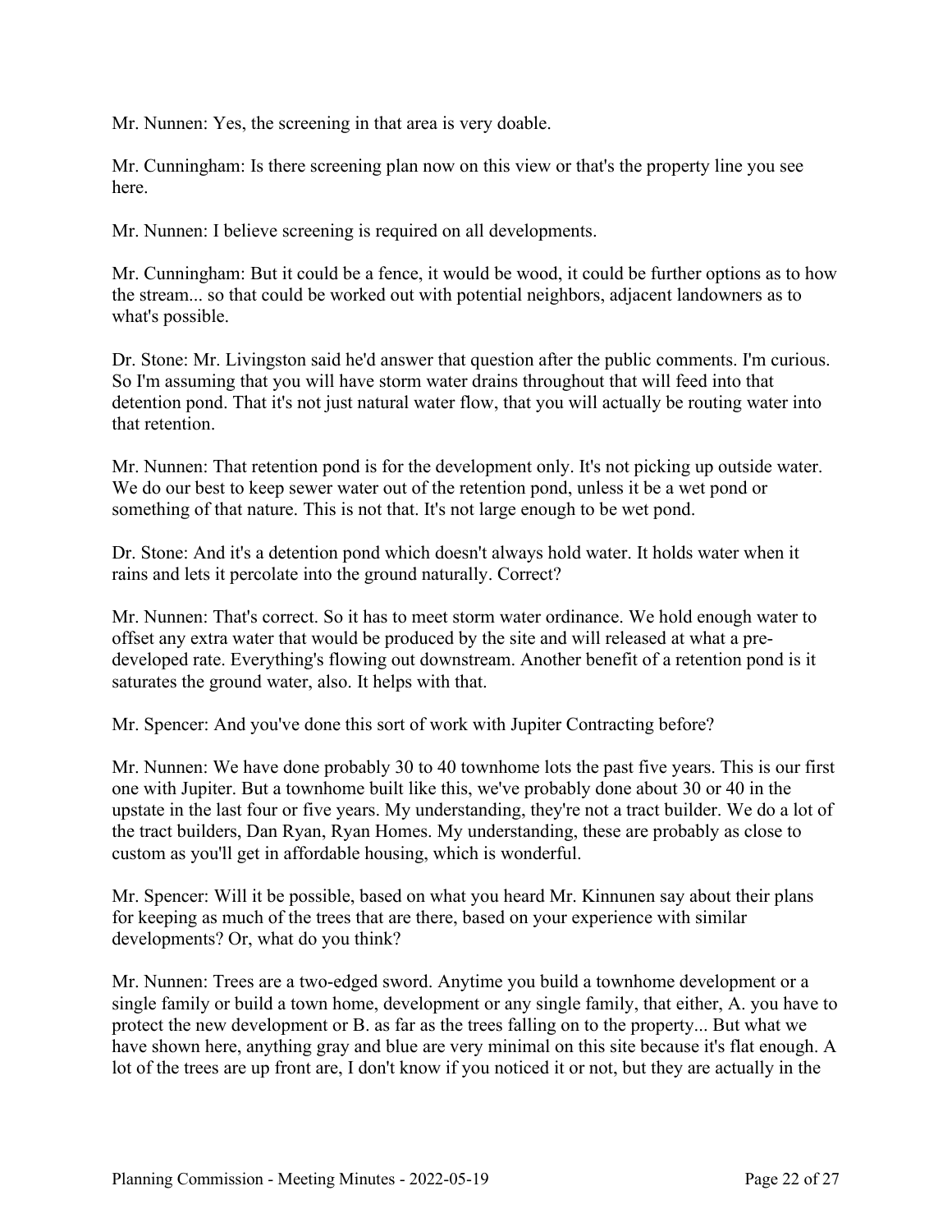Mr. Nunnen: Yes, the screening in that area is very doable.

Mr. Cunningham: Is there screening plan now on this view or that's the property line you see here.

Mr. Nunnen: I believe screening is required on all developments.

Mr. Cunningham: But it could be a fence, it would be wood, it could be further options as to how the stream... so that could be worked out with potential neighbors, adjacent landowners as to what's possible.

Dr. Stone: Mr. Livingston said he'd answer that question after the public comments. I'm curious. So I'm assuming that you will have storm water drains throughout that will feed into that detention pond. That it's not just natural water flow, that you will actually be routing water into that retention.

Mr. Nunnen: That retention pond is for the development only. It's not picking up outside water. We do our best to keep sewer water out of the retention pond, unless it be a wet pond or something of that nature. This is not that. It's not large enough to be wet pond.

Dr. Stone: And it's a detention pond which doesn't always hold water. It holds water when it rains and lets it percolate into the ground naturally. Correct?

Mr. Nunnen: That's correct. So it has to meet storm water ordinance. We hold enough water to offset any extra water that would be produced by the site and will released at what a pre-developed rate. Everything's flowing out downstream. Another benefit of a retention pond is it saturates the ground water, also. It helps with that.

Mr. Spencer: And you've done this sort of work with Jupiter Contracting before?

Mr. Nunnen: We have done probably 30 to 40 townhome lots the past five years. This is our first one with Jupiter. But a townhome built like this, we've probably done about 30 or 40 in the upstate in the last four or five years. My understanding, they're not a tract builder. We do a lot of the tract builders, Dan Ryan, Ryan Homes. My understanding, these are probably as close to custom as you'll get in affordable housing, which is wonderful.

Mr. Spencer: Will it be possible, based on what you heard Mr. Kinnunen say about their plans for keeping as much of the trees that are there, based on your experience with similar developments? Or, what do you think?

Mr. Nunnen: Trees are a two-edged sword. Anytime you build a townhome development or a single family or build a town home, development or any single family, that either, A. you have to protect the new development or B. as far as the trees falling on to the property... But what we have shown here, anything gray and blue are very minimal on this site because it's flat enough. A lot of the trees are up front are, I don't know if you noticed it or not, but they are actually in the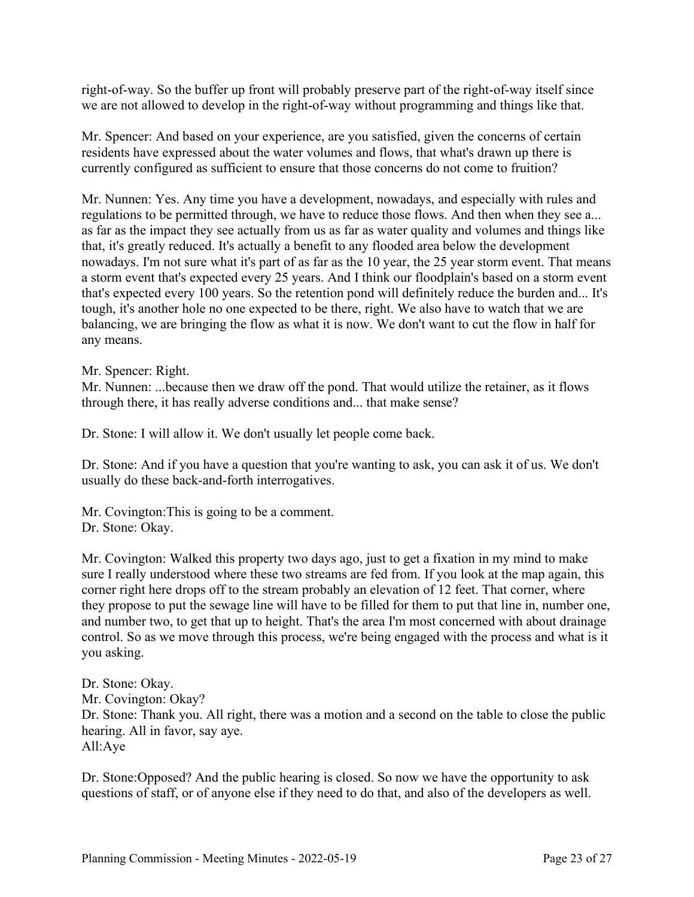right-of-way. So the buffer up front will probably preserve part of the right-of-way itself since we are not allowed to develop in the right-of-way without programming and things like that.

Mr. Spencer: And based on your experience, are you satisfied, given the concerns of certain residents have expressed about the water volumes and flows, that what's drawn up there is currently configured as sufficient to ensure that those concerns do not come to fruition?

Mr. Nunnen: Yes. Any time you have a development, nowadays, and especially with rules and regulations to be permitted through, we have to reduce those flows. And then when they see a... as far as the impact they see actually from us as far as water quality and volumes and things like that, it's greatly reduced. It's actually a benefit to any flooded area below the development nowadays. I'm not sure what it's part of as far as the 10 year, the 25 year storm event. That means a storm event that's expected every 25 years. And I think our floodplain's based on a storm event that's expected every 100 years. So the retention pond will definitely reduce the burden and... It's tough, it's another hole no one expected to be there, right. We also have to watch that we are balancing, we are bringing the flow as what it is now. We don't want to cut the flow in half for any means.

Mr. Spencer: Right.
Mr. Nunnen: ...because then we draw off the pond. That would utilize the retainer, as it flows through there, it has really adverse conditions and... that make sense?

Dr. Stone: I will allow it. We don't usually let people come back.

Dr. Stone: And if you have a question that you're wanting to ask, you can ask it of us. We don't usually do these back-and-forth interrogatives.

Mr. Covington:This is going to be a comment.
Dr. Stone: Okay.

Mr. Covington: Walked this property two days ago, just to get a fixation in my mind to make sure I really understood where these two streams are fed from. If you look at the map again, this corner right here drops off to the stream probably an elevation of 12 feet. That corner, where they propose to put the sewage line will have to be filled for them to put that line in, number one, and number two, to get that up to height. That's the area I'm most concerned with about drainage control. So as we move through this process, we're being engaged with the process and what is it you asking.

Dr. Stone: Okay.
Mr. Covington: Okay?
Dr. Stone: Thank you. All right, there was a motion and a second on the table to close the public hearing. All in favor, say aye.
All:Aye

Dr. Stone:Opposed? And the public hearing is closed. So now we have the opportunity to ask questions of staff, or of anyone else if they need to do that, and also of the developers as well.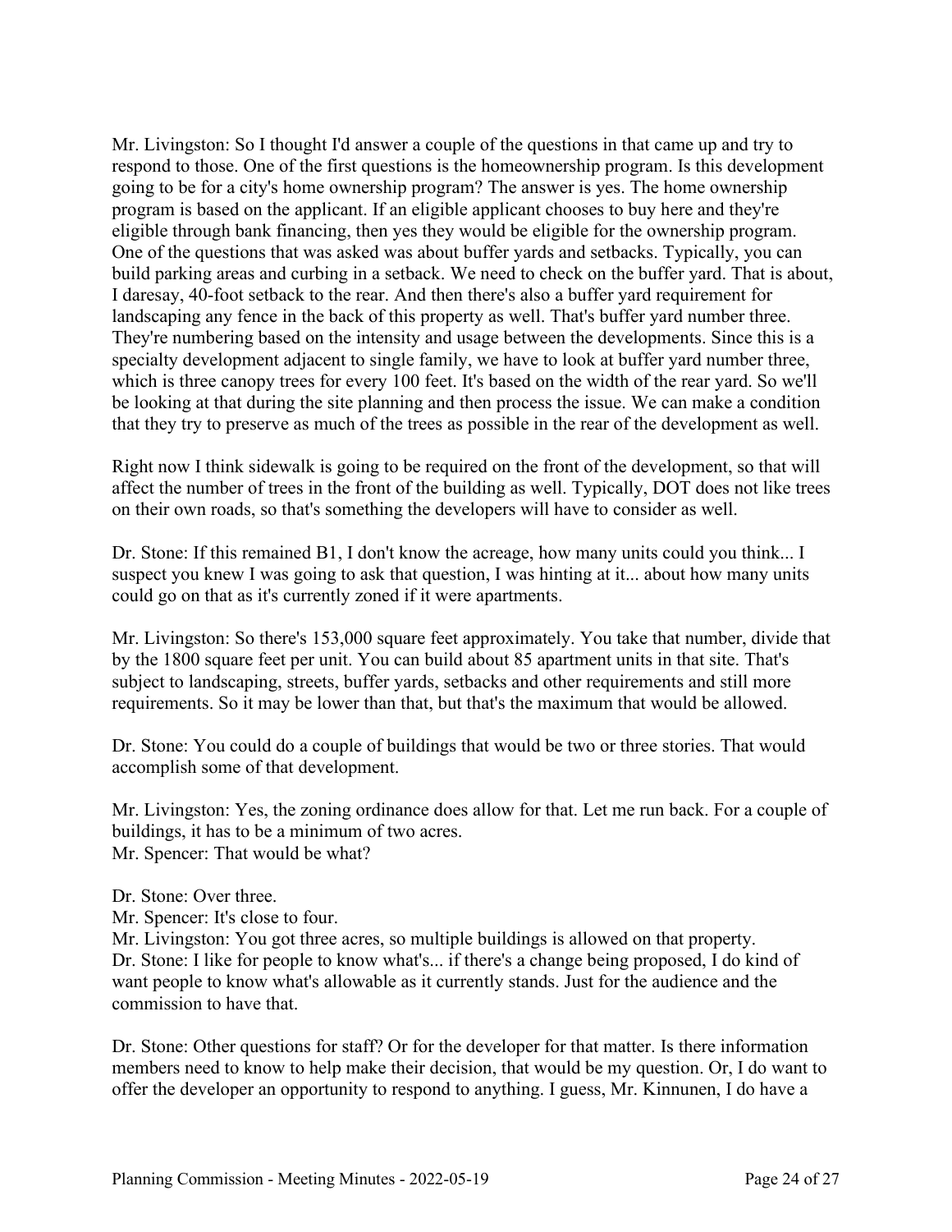Mr. Livingston: So I thought I'd answer a couple of the questions in that came up and try to respond to those. One of the first questions is the homeownership program. Is this development going to be for a city's home ownership program? The answer is yes. The home ownership program is based on the applicant. If an eligible applicant chooses to buy here and they're eligible through bank financing, then yes they would be eligible for the ownership program. One of the questions that was asked was about buffer yards and setbacks. Typically, you can build parking areas and curbing in a setback. We need to check on the buffer yard. That is about, I daresay, 40-foot setback to the rear. And then there's also a buffer yard requirement for landscaping any fence in the back of this property as well. That's buffer yard number three. They're numbering based on the intensity and usage between the developments. Since this is a specialty development adjacent to single family, we have to look at buffer yard number three, which is three canopy trees for every 100 feet. It's based on the width of the rear yard. So we'll be looking at that during the site planning and then process the issue. We can make a condition that they try to preserve as much of the trees as possible in the rear of the development as well.

Right now I think sidewalk is going to be required on the front of the development, so that will affect the number of trees in the front of the building as well. Typically, DOT does not like trees on their own roads, so that's something the developers will have to consider as well.

Dr. Stone: If this remained B1, I don't know the acreage, how many units could you think... I suspect you knew I was going to ask that question, I was hinting at it... about how many units could go on that as it's currently zoned if it were apartments.

Mr. Livingston: So there's 153,000 square feet approximately. You take that number, divide that by the 1800 square feet per unit. You can build about 85 apartment units in that site. That's subject to landscaping, streets, buffer yards, setbacks and other requirements and still more requirements. So it may be lower than that, but that's the maximum that would be allowed.

Dr. Stone: You could do a couple of buildings that would be two or three stories. That would accomplish some of that development.

Mr. Livingston: Yes, the zoning ordinance does allow for that. Let me run back. For a couple of buildings, it has to be a minimum of two acres.
Mr. Spencer: That would be what?

Dr. Stone: Over three.
Mr. Spencer: It's close to four.
Mr. Livingston: You got three acres, so multiple buildings is allowed on that property.
Dr. Stone: I like for people to know what's... if there's a change being proposed, I do kind of want people to know what's allowable as it currently stands. Just for the audience and the commission to have that.

Dr. Stone: Other questions for staff? Or for the developer for that matter. Is there information members need to know to help make their decision, that would be my question. Or, I do want to offer the developer an opportunity to respond to anything. I guess, Mr. Kinnunen, I do have a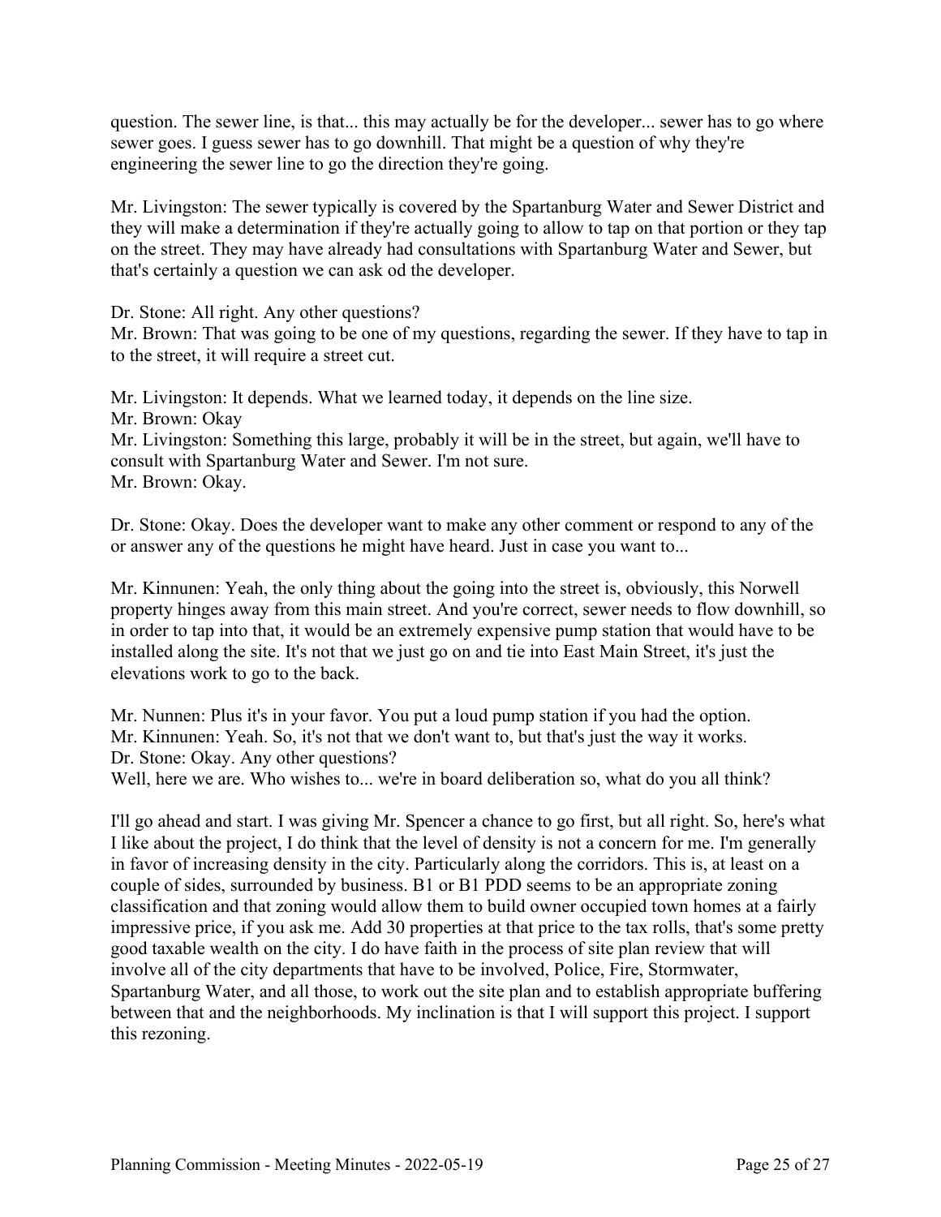question. The sewer line, is that... this may actually be for the developer... sewer has to go where sewer goes. I guess sewer has to go downhill. That might be a question of why they're engineering the sewer line to go the direction they're going.

Mr. Livingston: The sewer typically is covered by the Spartanburg Water and Sewer District and they will make a determination if they're actually going to allow to tap on that portion or they tap on the street. They may have already had consultations with Spartanburg Water and Sewer, but that's certainly a question we can ask od the developer.

Dr. Stone: All right. Any other questions?
Mr. Brown: That was going to be one of my questions, regarding the sewer. If they have to tap in to the street, it will require a street cut.

Mr. Livingston: It depends. What we learned today, it depends on the line size.
Mr. Brown: Okay
Mr. Livingston: Something this large, probably it will be in the street, but again, we'll have to consult with Spartanburg Water and Sewer. I'm not sure.
Mr. Brown: Okay.

Dr. Stone: Okay. Does the developer want to make any other comment or respond to any of the or answer any of the questions he might have heard. Just in case you want to...

Mr. Kinnunen: Yeah, the only thing about the going into the street is, obviously, this Norwell property hinges away from this main street. And you're correct, sewer needs to flow downhill, so in order to tap into that, it would be an extremely expensive pump station that would have to be installed along the site. It's not that we just go on and tie into East Main Street, it's just the elevations work to go to the back.

Mr. Nunnen: Plus it's in your favor. You put a loud pump station if you had the option.
Mr. Kinnunen: Yeah. So, it's not that we don't want to, but that's just the way it works.
Dr. Stone: Okay. Any other questions?
Well, here we are. Who wishes to... we're in board deliberation so, what do you all think?

I'll go ahead and start. I was giving Mr. Spencer a chance to go first, but all right. So, here's what I like about the project, I do think that the level of density is not a concern for me. I'm generally in favor of increasing density in the city. Particularly along the corridors. This is, at least on a couple of sides, surrounded by business. B1 or B1 PDD seems to be an appropriate zoning classification and that zoning would allow them to build owner occupied town homes at a fairly impressive price, if you ask me. Add 30 properties at that price to the tax rolls, that's some pretty good taxable wealth on the city. I do have faith in the process of site plan review that will involve all of the city departments that have to be involved, Police, Fire, Stormwater, Spartanburg Water, and all those, to work out the site plan and to establish appropriate buffering between that and the neighborhoods. My inclination is that I will support this project. I support this rezoning.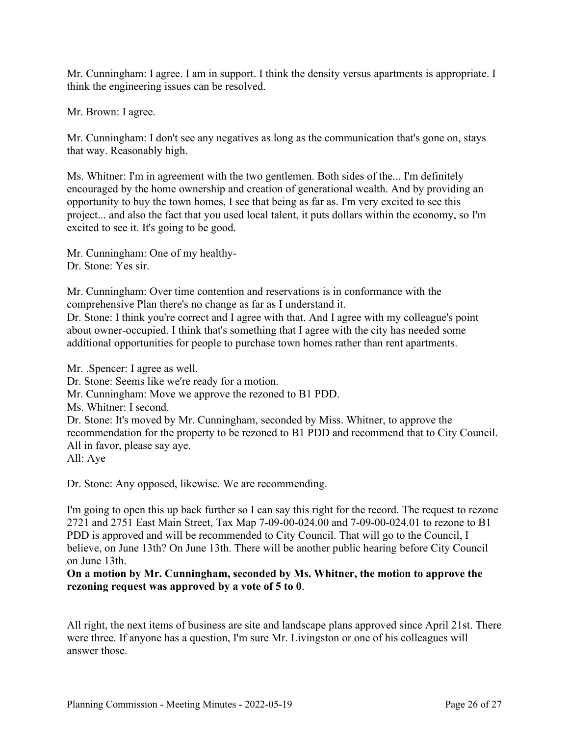Mr. Cunningham: I agree. I am in support. I think the density versus apartments is appropriate. I think the engineering issues can be resolved.

Mr. Brown: I agree.

Mr. Cunningham: I don't see any negatives as long as the communication that's gone on, stays that way. Reasonably high.

Ms. Whitner: I'm in agreement with the two gentlemen. Both sides of the... I'm definitely encouraged by the home ownership and creation of generational wealth. And by providing an opportunity to buy the town homes, I see that being as far as. I'm very excited to see this project... and also the fact that you used local talent, it puts dollars within the economy, so I'm excited to see it. It's going to be good.

Mr. Cunningham: One of my healthy-
Dr. Stone: Yes sir.

Mr. Cunningham: Over time contention and reservations is in conformance with the comprehensive Plan there's no change as far as I understand it.
Dr. Stone: I think you're correct and I agree with that. And I agree with my colleague's point about owner-occupied. I think that's something that I agree with the city has needed some additional opportunities for people to purchase town homes rather than rent apartments.

Mr. .Spencer: I agree as well.
Dr. Stone: Seems like we're ready for a motion.
Mr. Cunningham: Move we approve the rezoned to B1 PDD.
Ms. Whitner: I second.
Dr. Stone: It's moved by Mr. Cunningham, seconded by Miss. Whitner, to approve the recommendation for the property to be rezoned to B1 PDD and recommend that to City Council. All in favor, please say aye.
All: Aye

Dr. Stone: Any opposed, likewise. We are recommending.

I'm going to open this up back further so I can say this right for the record. The request to rezone 2721 and 2751 East Main Street, Tax Map 7-09-00-024.00 and 7-09-00-024.01 to rezone to B1 PDD is approved and will be recommended to City Council. That will go to the Council, I believe, on June 13th? On June 13th. There will be another public hearing before City Council on June 13th.

**On a motion by Mr. Cunningham, seconded by Ms. Whitner, the motion to approve the rezoning request was approved by a vote of 5 to 0**.

All right, the next items of business are site and landscape plans approved since April 21st. There were three. If anyone has a question, I'm sure Mr. Livingston or one of his colleagues will answer those.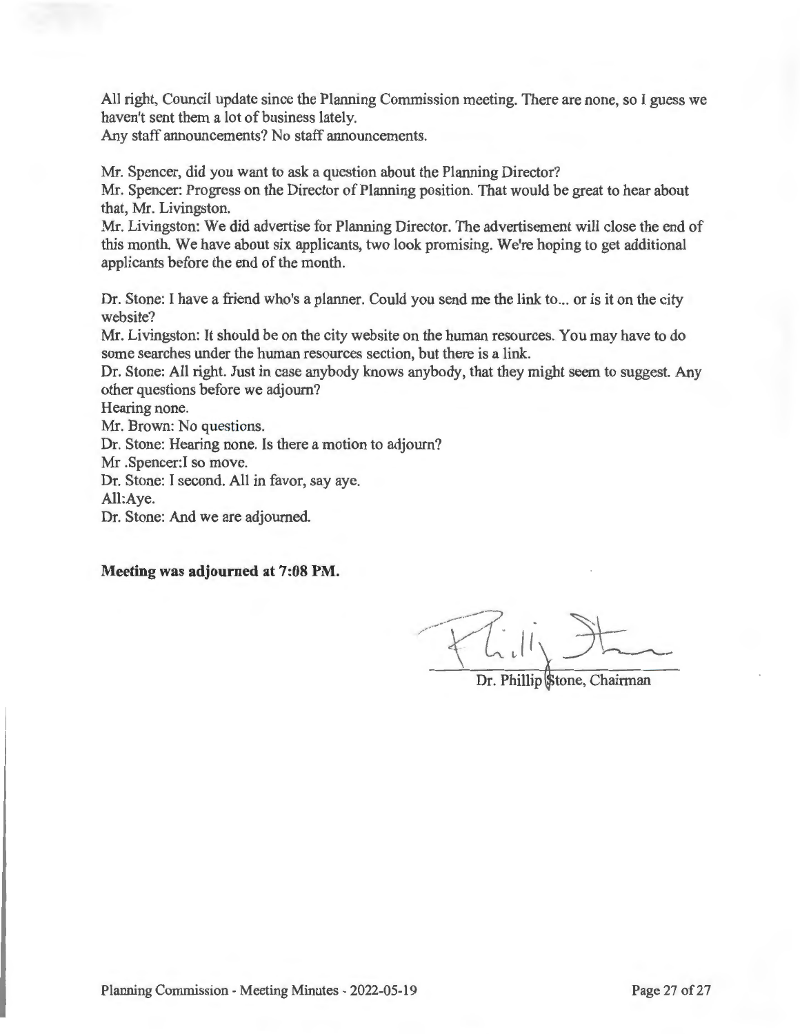All right, Council update since the Planning Commission meeting. There are none, so I guess we haven't sent them a lot of business lately.
Any staff announcements? No staff announcements.

Mr. Spencer, did you want to ask a question about the Planning Director?
Mr. Spencer: Progress on the Director of Planning position. That would be great to hear about that, Mr. Livingston.
Mr. Livingston: We did advertise for Planning Director. The advertisement will close the end of this month. We have about six applicants, two look promising. We're hoping to get additional applicants before the end of the month.

Dr. Stone: I have a friend who's a planner. Could you send me the link to... or is it on the city website?
Mr. Livingston: It should be on the city website on the human resources. You may have to do some searches under the human resources section, but there is a link.
Dr. Stone: All right. Just in case anybody knows anybody, that they might seem to suggest. Any other questions before we adjourn?
Hearing none.
Mr. Brown: No questions.
Dr. Stone: Hearing none. Is there a motion to adjourn?
Mr .Spencer:I so move.
Dr. Stone: I second. All in favor, say aye.
All:Aye.
Dr. Stone: And we are adjourned.

**Meeting was adjourned at 7:08 PM.**

Dr. Phillip Stone, Chairman